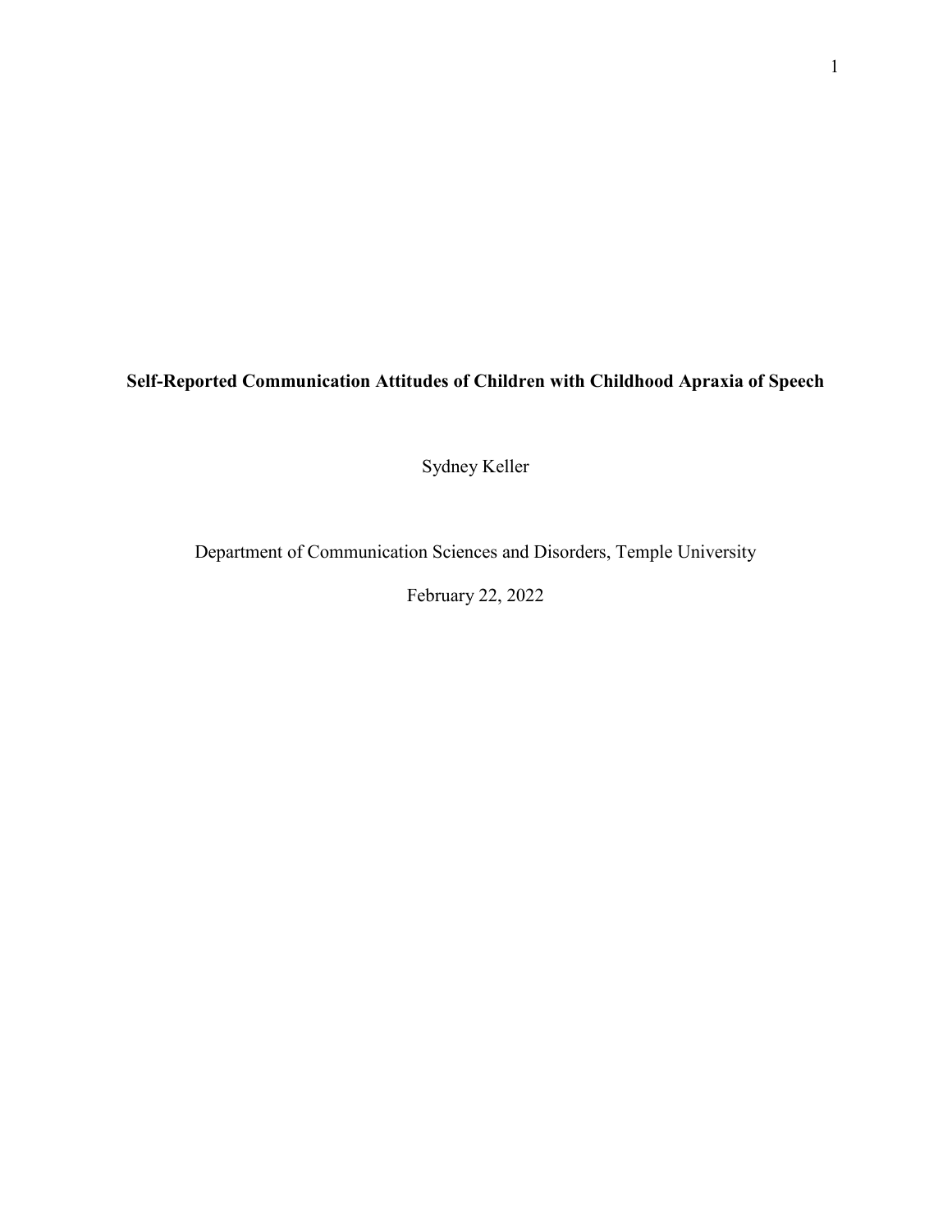# Self-Reported Communication Attitudes of Children with Childhood Apraxia of Speech

Sydney Keller

Department of Communication Sciences and Disorders, Temple University

February 22, 2022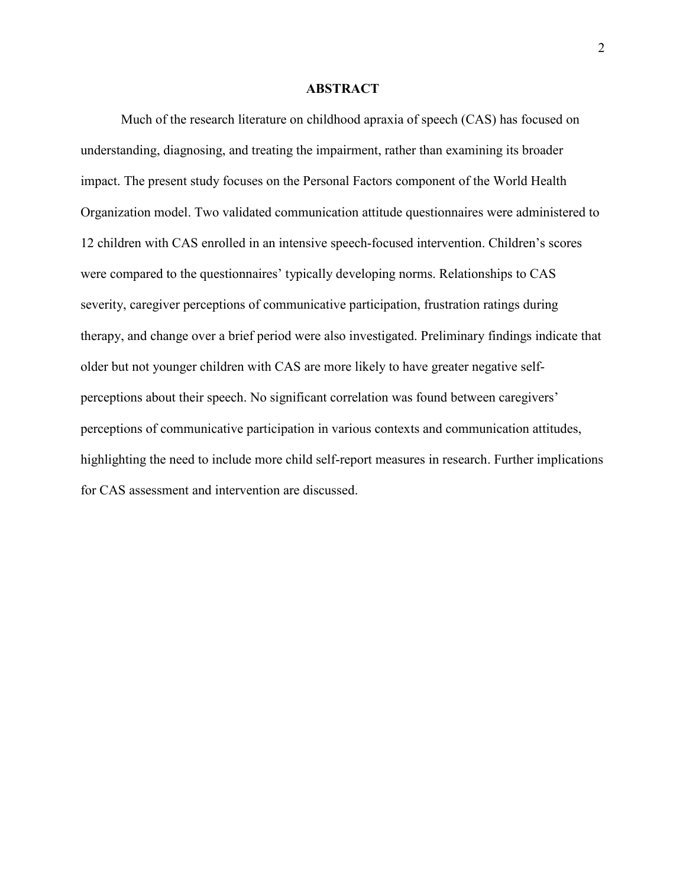## ABSTRACT

Much of the research literature on childhood apraxia of speech (CAS) has focused on understanding, diagnosing, and treating the impairment, rather than examining its broader impact. The present study focuses on the Personal Factors component of the World Health Organization model. Two validated communication attitude questionnaires were administered to 12 children with CAS enrolled in an intensive speech-focused intervention. Children's scores were compared to the questionnaires' typically developing norms. Relationships to CAS severity, caregiver perceptions of communicative participation, frustration ratings during therapy, and change over a brief period were also investigated. Preliminary findings indicate that older but not younger children with CAS are more likely to have greater negative self-perceptions about their speech. No significant correlation was found between caregivers' perceptions of communicative participation in various contexts and communication attitudes, highlighting the need to include more child self-report measures in research. Further implications for CAS assessment and intervention are discussed.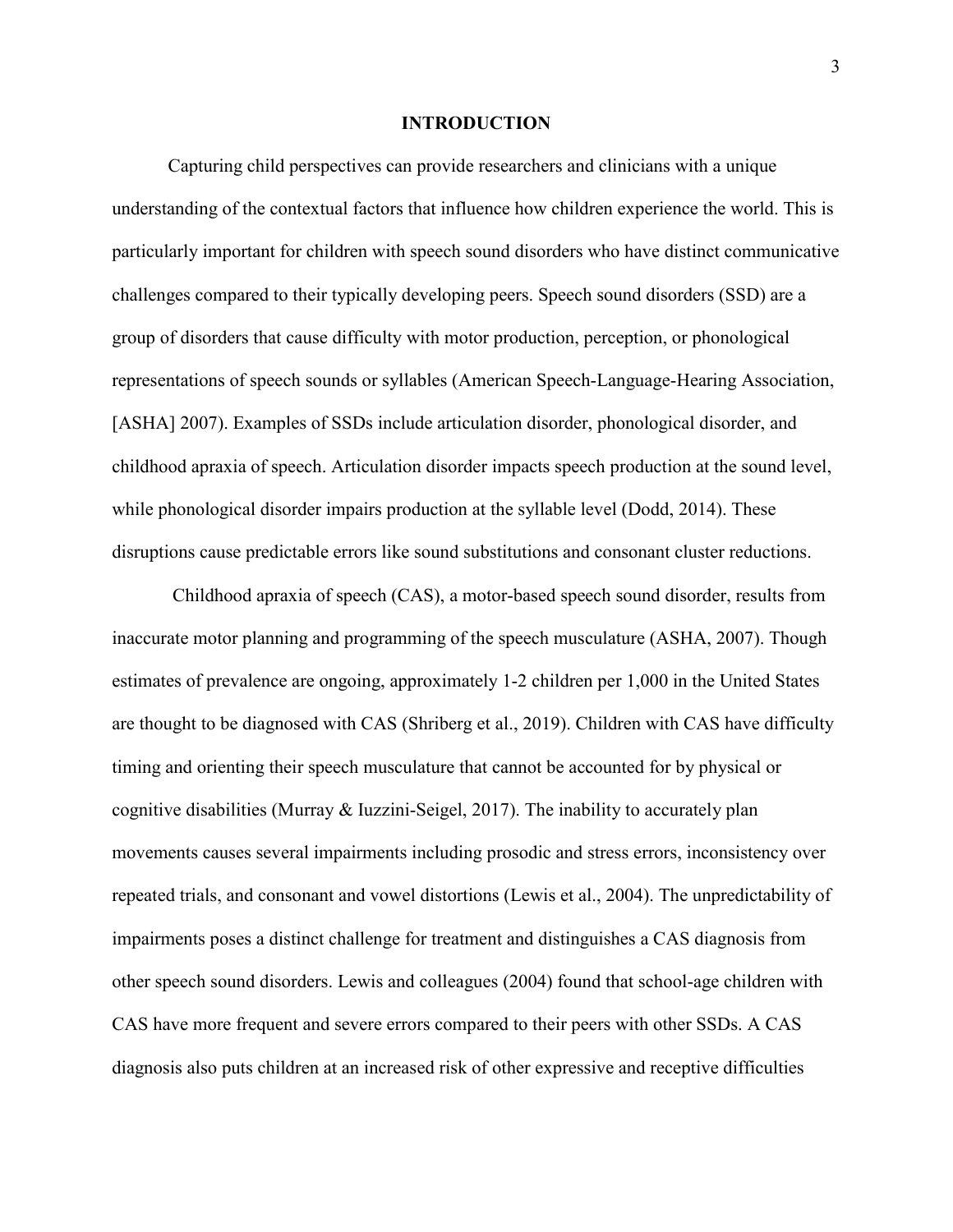# INTRODUCTION

Capturing child perspectives can provide researchers and clinicians with a unique understanding of the contextual factors that influence how children experience the world. This is particularly important for children with speech sound disorders who have distinct communicative challenges compared to their typically developing peers. Speech sound disorders (SSD) are a group of disorders that cause difficulty with motor production, perception, or phonological representations of speech sounds or syllables (American Speech-Language-Hearing Association, [ASHA] 2007). Examples of SSDs include articulation disorder, phonological disorder, and childhood apraxia of speech. Articulation disorder impacts speech production at the sound level, while phonological disorder impairs production at the syllable level (Dodd, 2014). These disruptions cause predictable errors like sound substitutions and consonant cluster reductions.

Childhood apraxia of speech (CAS), a motor-based speech sound disorder, results from inaccurate motor planning and programming of the speech musculature (ASHA, 2007). Though estimates of prevalence are ongoing, approximately 1-2 children per 1,000 in the United States are thought to be diagnosed with CAS (Shriberg et al., 2019). Children with CAS have difficulty timing and orienting their speech musculature that cannot be accounted for by physical or cognitive disabilities (Murray & Iuzzini-Seigel, 2017). The inability to accurately plan movements causes several impairments including prosodic and stress errors, inconsistency over repeated trials, and consonant and vowel distortions (Lewis et al., 2004). The unpredictability of impairments poses a distinct challenge for treatment and distinguishes a CAS diagnosis from other speech sound disorders. Lewis and colleagues (2004) found that school-age children with CAS have more frequent and severe errors compared to their peers with other SSDs. A CAS diagnosis also puts children at an increased risk of other expressive and receptive difficulties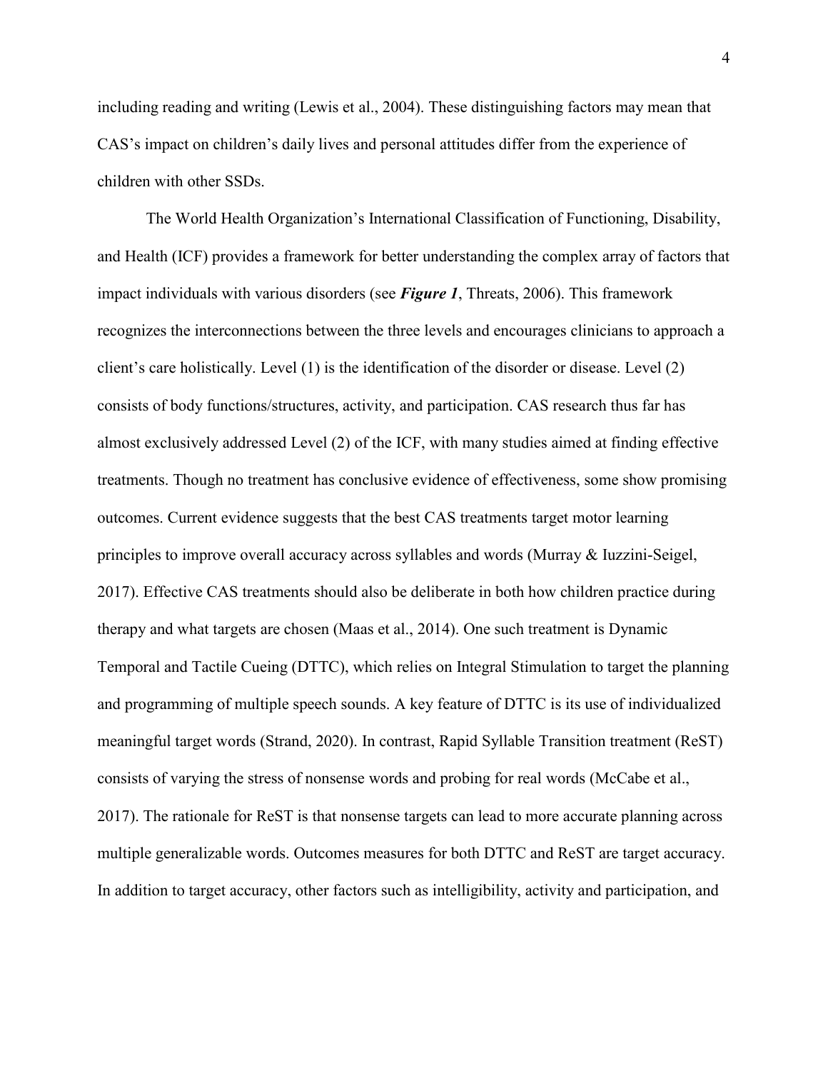including reading and writing (Lewis et al., 2004). These distinguishing factors may mean that CAS's impact on children's daily lives and personal attitudes differ from the experience of children with other SSDs.

The World Health Organization's International Classification of Functioning, Disability, and Health (ICF) provides a framework for better understanding the complex array of factors that impact individuals with various disorders (see ***Figure 1***, Threats, 2006). This framework recognizes the interconnections between the three levels and encourages clinicians to approach a client's care holistically. Level (1) is the identification of the disorder or disease. Level (2) consists of body functions/structures, activity, and participation. CAS research thus far has almost exclusively addressed Level (2) of the ICF, with many studies aimed at finding effective treatments. Though no treatment has conclusive evidence of effectiveness, some show promising outcomes. Current evidence suggests that the best CAS treatments target motor learning principles to improve overall accuracy across syllables and words (Murray & Iuzzini-Seigel, 2017). Effective CAS treatments should also be deliberate in both how children practice during therapy and what targets are chosen (Maas et al., 2014). One such treatment is Dynamic Temporal and Tactile Cueing (DTTC), which relies on Integral Stimulation to target the planning and programming of multiple speech sounds. A key feature of DTTC is its use of individualized meaningful target words (Strand, 2020). In contrast, Rapid Syllable Transition treatment (ReST) consists of varying the stress of nonsense words and probing for real words (McCabe et al., 2017). The rationale for ReST is that nonsense targets can lead to more accurate planning across multiple generalizable words. Outcomes measures for both DTTC and ReST are target accuracy. In addition to target accuracy, other factors such as intelligibility, activity and participation, and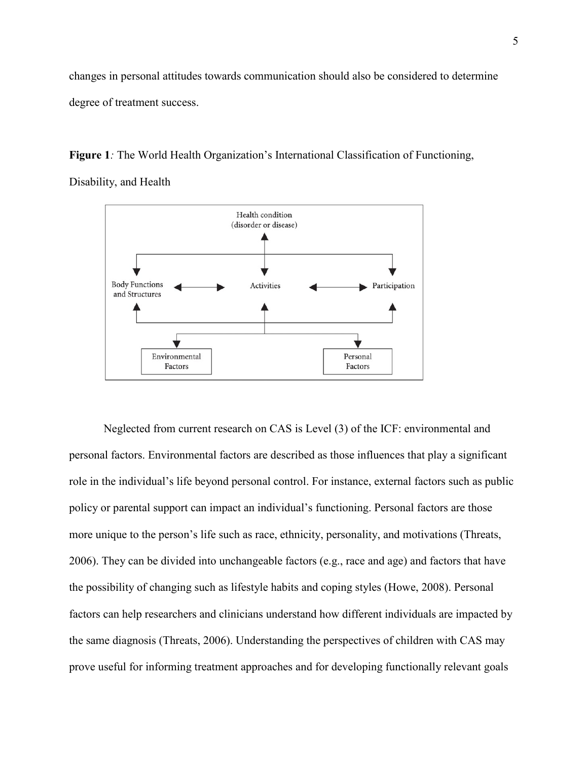changes in personal attitudes towards communication should also be considered to determine degree of treatment success.

**Figure 1***:* The World Health Organization's International Classification of Functioning, Disability, and Health

Neglected from current research on CAS is Level (3) of the ICF: environmental and personal factors. Environmental factors are described as those influences that play a significant role in the individual's life beyond personal control. For instance, external factors such as public policy or parental support can impact an individual's functioning. Personal factors are those more unique to the person's life such as race, ethnicity, personality, and motivations (Threats, 2006). They can be divided into unchangeable factors (e.g., race and age) and factors that have the possibility of changing such as lifestyle habits and coping styles (Howe, 2008). Personal factors can help researchers and clinicians understand how different individuals are impacted by the same diagnosis (Threats, 2006). Understanding the perspectives of children with CAS may prove useful for informing treatment approaches and for developing functionally relevant goals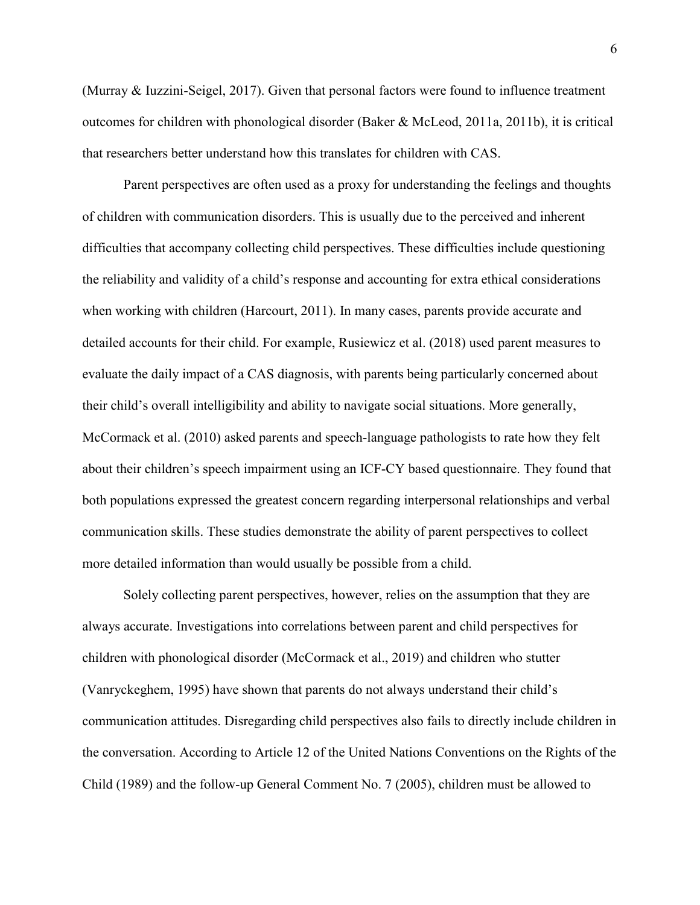(Murray & Iuzzini-Seigel, 2017). Given that personal factors were found to influence treatment outcomes for children with phonological disorder (Baker & McLeod, 2011a, 2011b), it is critical that researchers better understand how this translates for children with CAS.

Parent perspectives are often used as a proxy for understanding the feelings and thoughts of children with communication disorders. This is usually due to the perceived and inherent difficulties that accompany collecting child perspectives. These difficulties include questioning the reliability and validity of a child's response and accounting for extra ethical considerations when working with children (Harcourt, 2011). In many cases, parents provide accurate and detailed accounts for their child. For example, Rusiewicz et al. (2018) used parent measures to evaluate the daily impact of a CAS diagnosis, with parents being particularly concerned about their child's overall intelligibility and ability to navigate social situations. More generally, McCormack et al. (2010) asked parents and speech-language pathologists to rate how they felt about their children's speech impairment using an ICF-CY based questionnaire. They found that both populations expressed the greatest concern regarding interpersonal relationships and verbal communication skills. These studies demonstrate the ability of parent perspectives to collect more detailed information than would usually be possible from a child.

Solely collecting parent perspectives, however, relies on the assumption that they are always accurate. Investigations into correlations between parent and child perspectives for children with phonological disorder (McCormack et al., 2019) and children who stutter (Vanryckeghem, 1995) have shown that parents do not always understand their child's communication attitudes. Disregarding child perspectives also fails to directly include children in the conversation. According to Article 12 of the United Nations Conventions on the Rights of the Child (1989) and the follow-up General Comment No. 7 (2005), children must be allowed to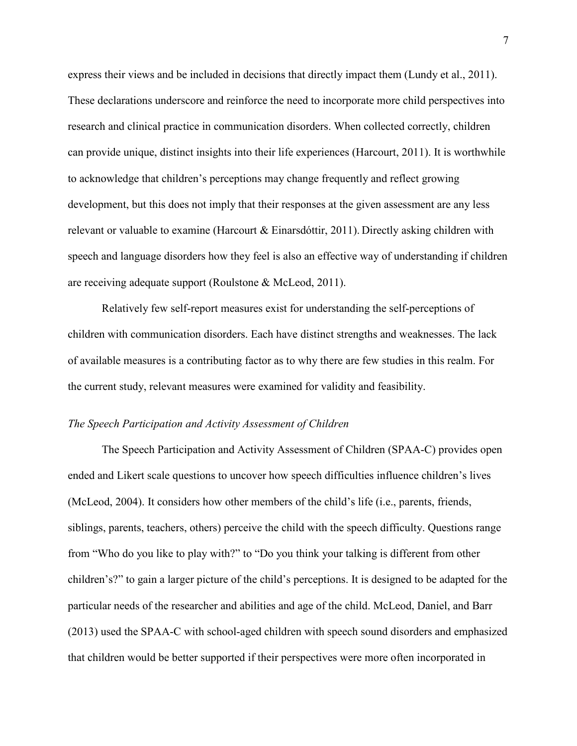express their views and be included in decisions that directly impact them (Lundy et al., 2011). These declarations underscore and reinforce the need to incorporate more child perspectives into research and clinical practice in communication disorders. When collected correctly, children can provide unique, distinct insights into their life experiences (Harcourt, 2011). It is worthwhile to acknowledge that children's perceptions may change frequently and reflect growing development, but this does not imply that their responses at the given assessment are any less relevant or valuable to examine (Harcourt & Einarsdóttir, 2011). Directly asking children with speech and language disorders how they feel is also an effective way of understanding if children are receiving adequate support (Roulstone & McLeod, 2011).

Relatively few self-report measures exist for understanding the self-perceptions of children with communication disorders. Each have distinct strengths and weaknesses. The lack of available measures is a contributing factor as to why there are few studies in this realm. For the current study, relevant measures were examined for validity and feasibility.

### *The Speech Participation and Activity Assessment of Children*

The Speech Participation and Activity Assessment of Children (SPAA-C) provides open ended and Likert scale questions to uncover how speech difficulties influence children's lives (McLeod, 2004). It considers how other members of the child's life (i.e., parents, friends, siblings, parents, teachers, others) perceive the child with the speech difficulty. Questions range from "Who do you like to play with?" to "Do you think your talking is different from other children's?" to gain a larger picture of the child's perceptions. It is designed to be adapted for the particular needs of the researcher and abilities and age of the child. McLeod, Daniel, and Barr (2013) used the SPAA-C with school-aged children with speech sound disorders and emphasized that children would be better supported if their perspectives were more often incorporated in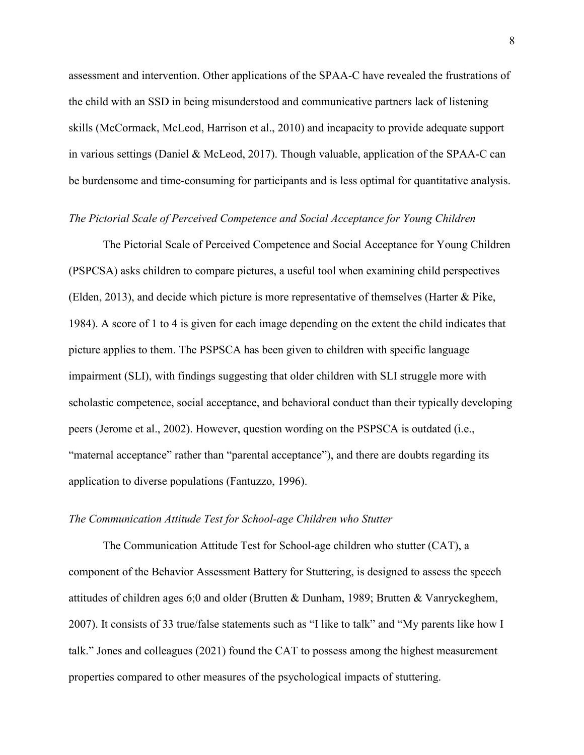assessment and intervention. Other applications of the SPAA-C have revealed the frustrations of the child with an SSD in being misunderstood and communicative partners lack of listening skills (McCormack, McLeod, Harrison et al., 2010) and incapacity to provide adequate support in various settings (Daniel & McLeod, 2017). Though valuable, application of the SPAA-C can be burdensome and time-consuming for participants and is less optimal for quantitative analysis.

### *The Pictorial Scale of Perceived Competence and Social Acceptance for Young Children*

The Pictorial Scale of Perceived Competence and Social Acceptance for Young Children (PSPCSA) asks children to compare pictures, a useful tool when examining child perspectives (Elden, 2013), and decide which picture is more representative of themselves (Harter & Pike, 1984). A score of 1 to 4 is given for each image depending on the extent the child indicates that picture applies to them. The PSPSCA has been given to children with specific language impairment (SLI), with findings suggesting that older children with SLI struggle more with scholastic competence, social acceptance, and behavioral conduct than their typically developing peers (Jerome et al., 2002). However, question wording on the PSPSCA is outdated (i.e., "maternal acceptance" rather than "parental acceptance"), and there are doubts regarding its application to diverse populations (Fantuzzo, 1996).

### *The Communication Attitude Test for School-age Children who Stutter*

The Communication Attitude Test for School-age children who stutter (CAT), a component of the Behavior Assessment Battery for Stuttering, is designed to assess the speech attitudes of children ages 6;0 and older (Brutten & Dunham, 1989; Brutten & Vanryckeghem, 2007). It consists of 33 true/false statements such as "I like to talk" and "My parents like how I talk." Jones and colleagues (2021) found the CAT to possess among the highest measurement properties compared to other measures of the psychological impacts of stuttering.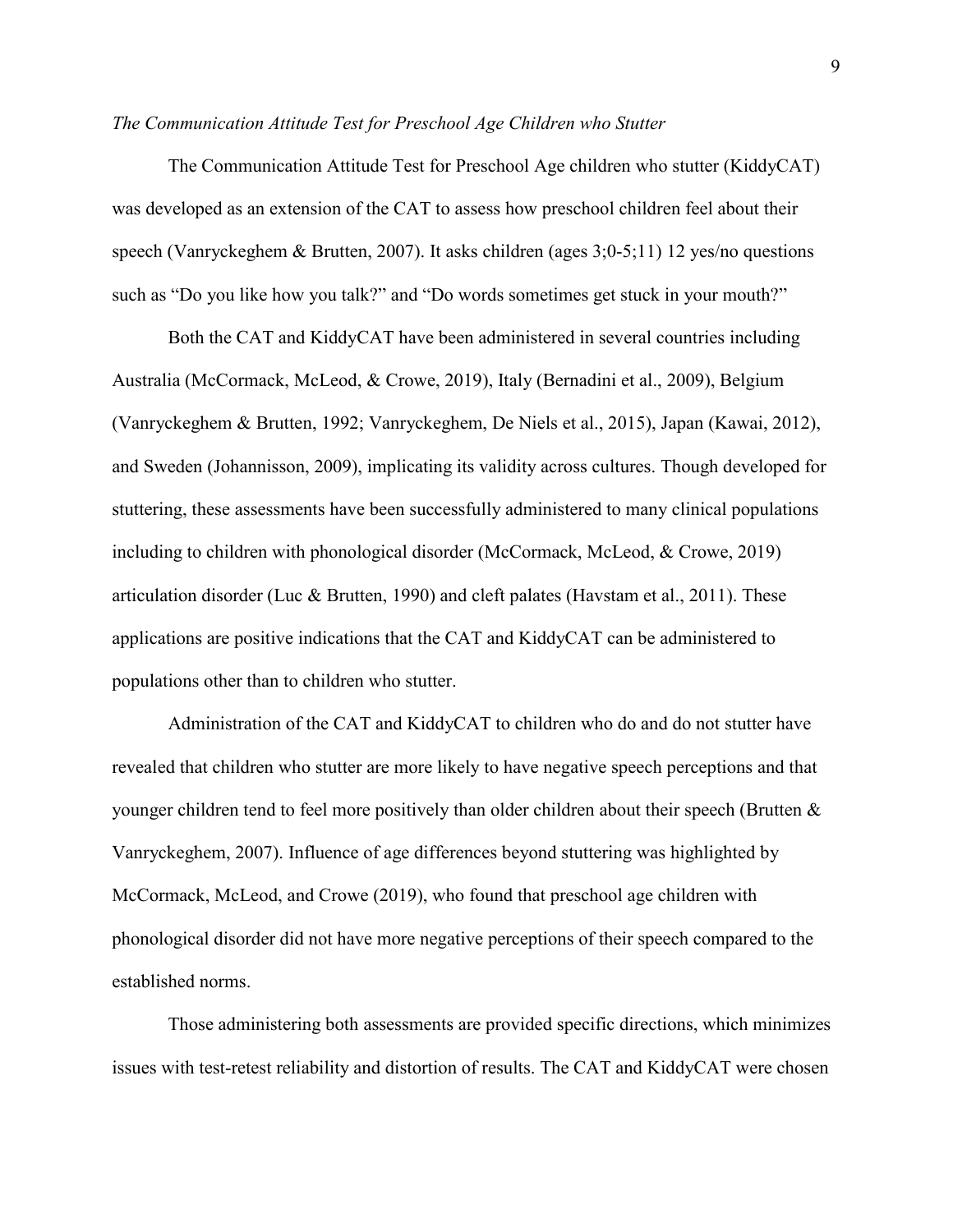*The Communication Attitude Test for Preschool Age Children who Stutter*

The Communication Attitude Test for Preschool Age children who stutter (KiddyCAT) was developed as an extension of the CAT to assess how preschool children feel about their speech (Vanryckeghem & Brutten, 2007). It asks children (ages 3;0-5;11) 12 yes/no questions such as "Do you like how you talk?" and "Do words sometimes get stuck in your mouth?"

Both the CAT and KiddyCAT have been administered in several countries including Australia (McCormack, McLeod, & Crowe, 2019), Italy (Bernadini et al., 2009), Belgium (Vanryckeghem & Brutten, 1992; Vanryckeghem, De Niels et al., 2015), Japan (Kawai, 2012), and Sweden (Johannisson, 2009), implicating its validity across cultures. Though developed for stuttering, these assessments have been successfully administered to many clinical populations including to children with phonological disorder (McCormack, McLeod, & Crowe, 2019) articulation disorder (Luc & Brutten, 1990) and cleft palates (Havstam et al., 2011). These applications are positive indications that the CAT and KiddyCAT can be administered to populations other than to children who stutter.

Administration of the CAT and KiddyCAT to children who do and do not stutter have revealed that children who stutter are more likely to have negative speech perceptions and that younger children tend to feel more positively than older children about their speech (Brutten & Vanryckeghem, 2007). Influence of age differences beyond stuttering was highlighted by McCormack, McLeod, and Crowe (2019), who found that preschool age children with phonological disorder did not have more negative perceptions of their speech compared to the established norms.

Those administering both assessments are provided specific directions, which minimizes issues with test-retest reliability and distortion of results. The CAT and KiddyCAT were chosen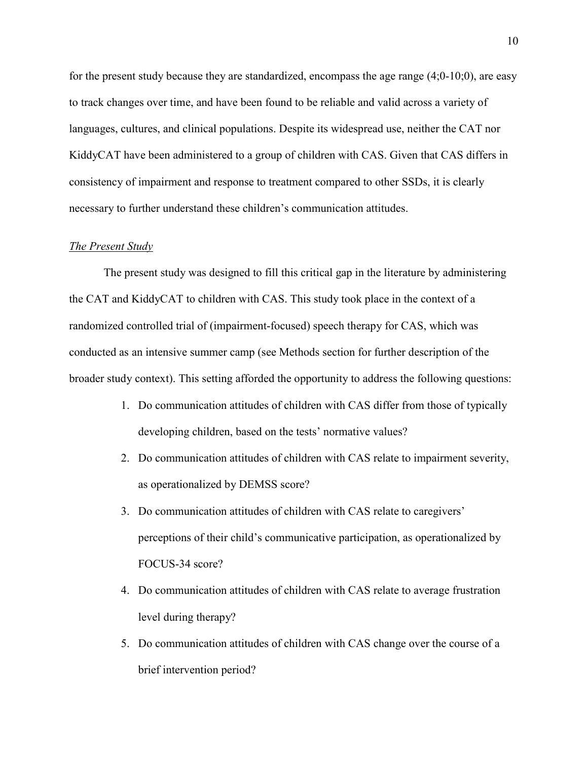for the present study because they are standardized, encompass the age range (4;0-10;0), are easy to track changes over time, and have been found to be reliable and valid across a variety of languages, cultures, and clinical populations. Despite its widespread use, neither the CAT nor KiddyCAT have been administered to a group of children with CAS. Given that CAS differs in consistency of impairment and response to treatment compared to other SSDs, it is clearly necessary to further understand these children's communication attitudes.

### *The Present Study*

The present study was designed to fill this critical gap in the literature by administering the CAT and KiddyCAT to children with CAS. This study took place in the context of a randomized controlled trial of (impairment-focused) speech therapy for CAS, which was conducted as an intensive summer camp (see Methods section for further description of the broader study context). This setting afforded the opportunity to address the following questions:

1. Do communication attitudes of children with CAS differ from those of typically developing children, based on the tests' normative values?
2. Do communication attitudes of children with CAS relate to impairment severity, as operationalized by DEMSS score?
3. Do communication attitudes of children with CAS relate to caregivers' perceptions of their child's communicative participation, as operationalized by FOCUS-34 score?
4. Do communication attitudes of children with CAS relate to average frustration level during therapy?
5. Do communication attitudes of children with CAS change over the course of a brief intervention period?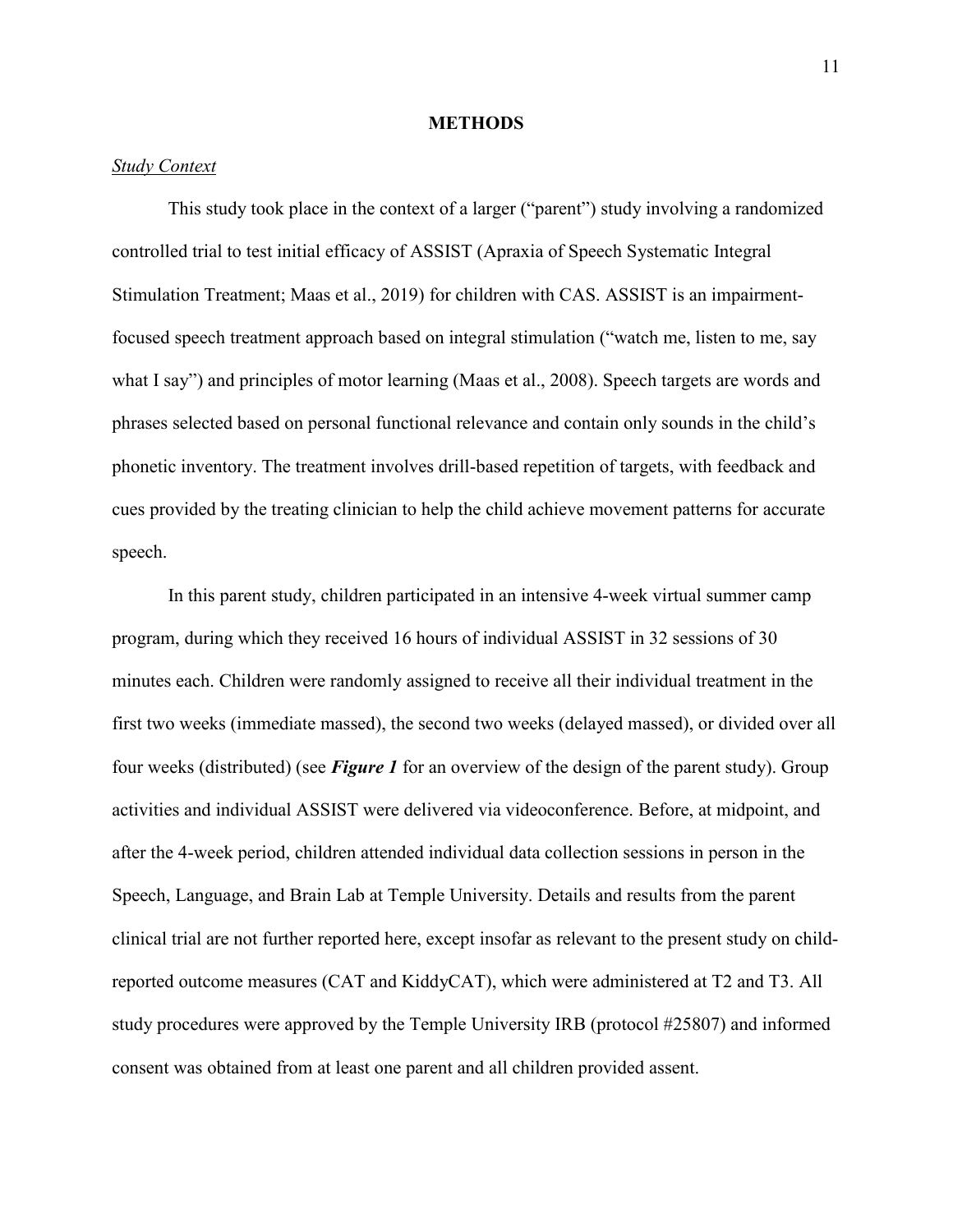## METHODS

### *Study Context*

This study took place in the context of a larger ("parent") study involving a randomized controlled trial to test initial efficacy of ASSIST (Apraxia of Speech Systematic Integral Stimulation Treatment; Maas et al., 2019) for children with CAS. ASSIST is an impairment-focused speech treatment approach based on integral stimulation ("watch me, listen to me, say what I say") and principles of motor learning (Maas et al., 2008). Speech targets are words and phrases selected based on personal functional relevance and contain only sounds in the child's phonetic inventory. The treatment involves drill-based repetition of targets, with feedback and cues provided by the treating clinician to help the child achieve movement patterns for accurate speech.

In this parent study, children participated in an intensive 4-week virtual summer camp program, during which they received 16 hours of individual ASSIST in 32 sessions of 30 minutes each. Children were randomly assigned to receive all their individual treatment in the first two weeks (immediate massed), the second two weeks (delayed massed), or divided over all four weeks (distributed) (see ***Figure 1*** for an overview of the design of the parent study). Group activities and individual ASSIST were delivered via videoconference. Before, at midpoint, and after the 4-week period, children attended individual data collection sessions in person in the Speech, Language, and Brain Lab at Temple University. Details and results from the parent clinical trial are not further reported here, except insofar as relevant to the present study on child-reported outcome measures (CAT and KiddyCAT), which were administered at T2 and T3. All study procedures were approved by the Temple University IRB (protocol #25807) and informed consent was obtained from at least one parent and all children provided assent.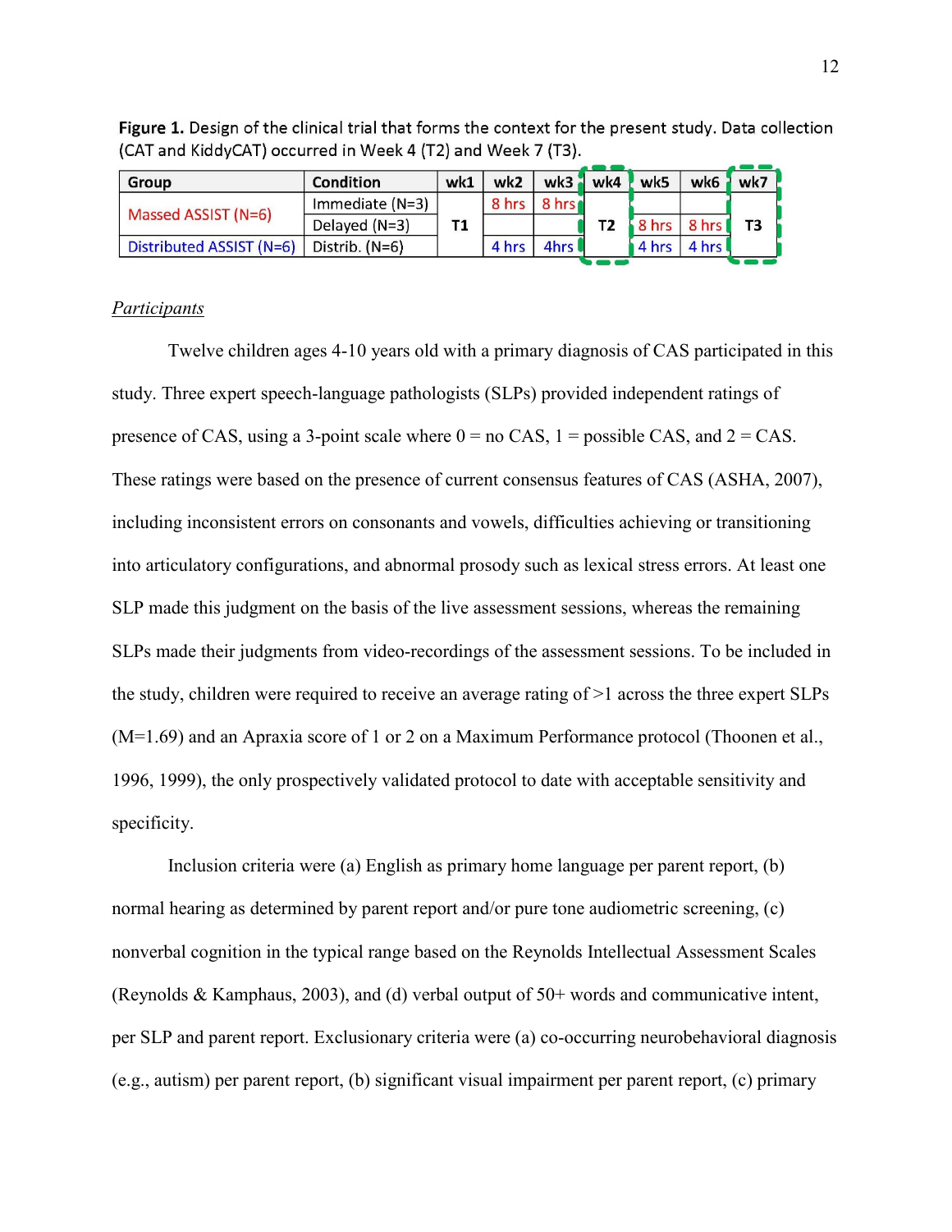**Figure 1.** Design of the clinical trial that forms the context for the present study. Data collection (CAT and KiddyCAT) occurred in Week 4 (T2) and Week 7 (T3).

| Group | Condition | wk1 | wk2 | wk3 | wk4 | wk5 | wk6 | wk7 |
|---|---|---|---|---|---|---|---|---|
| Massed ASSIST (N=6) | Immediate (N=3) | T1 | 8 hrs | 8 hrs | T2 | | | T3 |
| | Delayed (N=3) | | | | | 8 hrs | 8 hrs | |
| Distributed ASSIST (N=6) | Distrib. (N=6) | | 4 hrs | 4hrs | | 4 hrs | 4 hrs | |

*Participants*

Twelve children ages 4-10 years old with a primary diagnosis of CAS participated in this study. Three expert speech-language pathologists (SLPs) provided independent ratings of presence of CAS, using a 3-point scale where 0 = no CAS, 1 = possible CAS, and 2 = CAS. These ratings were based on the presence of current consensus features of CAS (ASHA, 2007), including inconsistent errors on consonants and vowels, difficulties achieving or transitioning into articulatory configurations, and abnormal prosody such as lexical stress errors. At least one SLP made this judgment on the basis of the live assessment sessions, whereas the remaining SLPs made their judgments from video-recordings of the assessment sessions. To be included in the study, children were required to receive an average rating of >1 across the three expert SLPs (M=1.69) and an Apraxia score of 1 or 2 on a Maximum Performance protocol (Thoonen et al., 1996, 1999), the only prospectively validated protocol to date with acceptable sensitivity and specificity.

Inclusion criteria were (a) English as primary home language per parent report, (b) normal hearing as determined by parent report and/or pure tone audiometric screening, (c) nonverbal cognition in the typical range based on the Reynolds Intellectual Assessment Scales (Reynolds & Kamphaus, 2003), and (d) verbal output of 50+ words and communicative intent, per SLP and parent report. Exclusionary criteria were (a) co-occurring neurobehavioral diagnosis (e.g., autism) per parent report, (b) significant visual impairment per parent report, (c) primary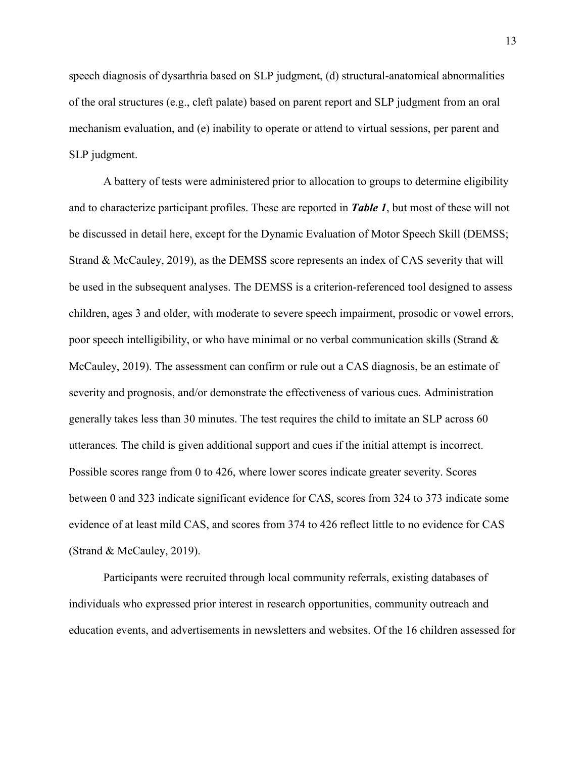speech diagnosis of dysarthria based on SLP judgment, (d) structural-anatomical abnormalities of the oral structures (e.g., cleft palate) based on parent report and SLP judgment from an oral mechanism evaluation, and (e) inability to operate or attend to virtual sessions, per parent and SLP judgment.

A battery of tests were administered prior to allocation to groups to determine eligibility and to characterize participant profiles. These are reported in ***Table 1***, but most of these will not be discussed in detail here, except for the Dynamic Evaluation of Motor Speech Skill (DEMSS; Strand & McCauley, 2019), as the DEMSS score represents an index of CAS severity that will be used in the subsequent analyses. The DEMSS is a criterion-referenced tool designed to assess children, ages 3 and older, with moderate to severe speech impairment, prosodic or vowel errors, poor speech intelligibility, or who have minimal or no verbal communication skills (Strand & McCauley, 2019). The assessment can confirm or rule out a CAS diagnosis, be an estimate of severity and prognosis, and/or demonstrate the effectiveness of various cues. Administration generally takes less than 30 minutes. The test requires the child to imitate an SLP across 60 utterances. The child is given additional support and cues if the initial attempt is incorrect. Possible scores range from 0 to 426, where lower scores indicate greater severity. Scores between 0 and 323 indicate significant evidence for CAS, scores from 324 to 373 indicate some evidence of at least mild CAS, and scores from 374 to 426 reflect little to no evidence for CAS (Strand & McCauley, 2019).

Participants were recruited through local community referrals, existing databases of individuals who expressed prior interest in research opportunities, community outreach and education events, and advertisements in newsletters and websites. Of the 16 children assessed for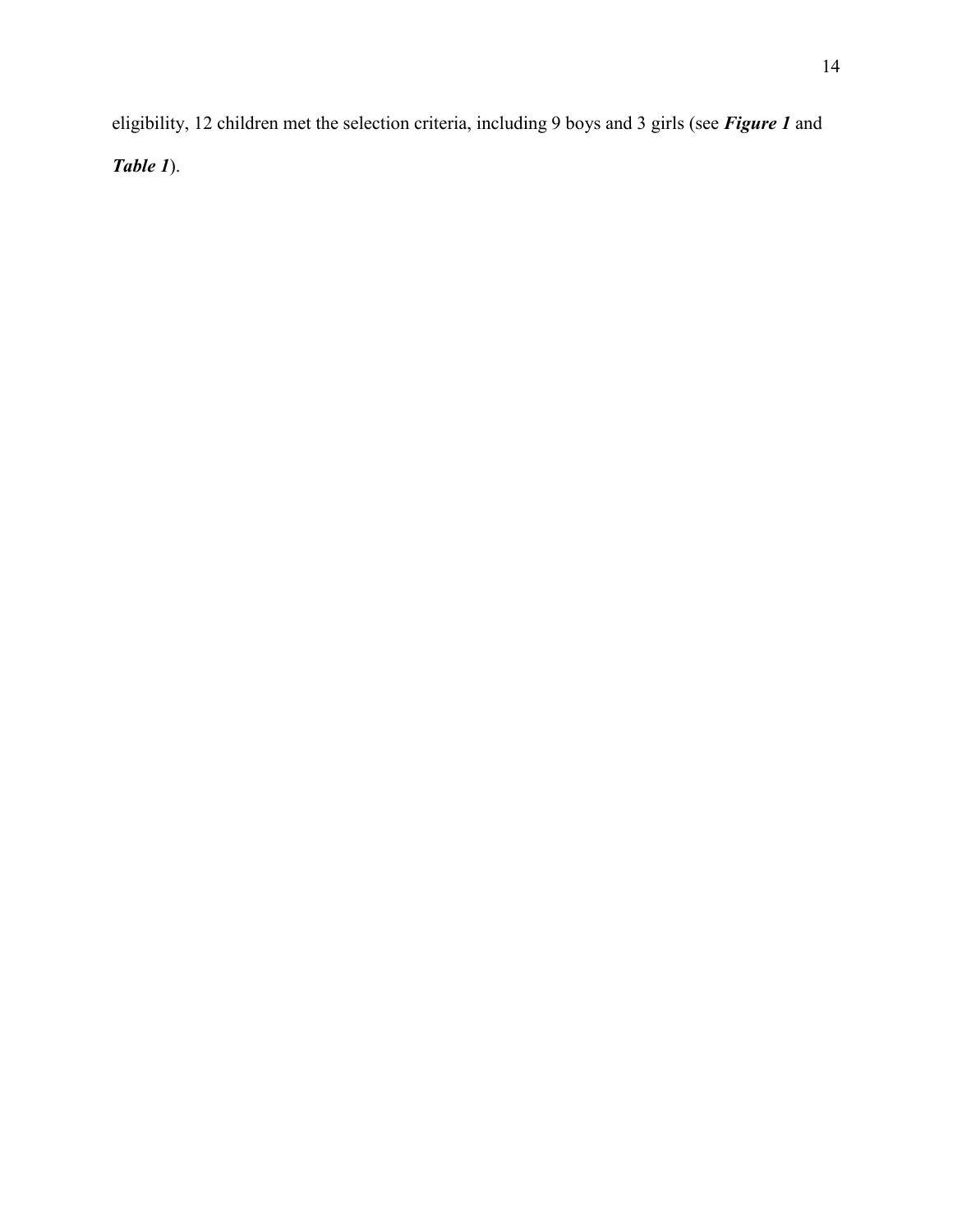eligibility, 12 children met the selection criteria, including 9 boys and 3 girls (see ***Figure 1*** and ***Table 1***).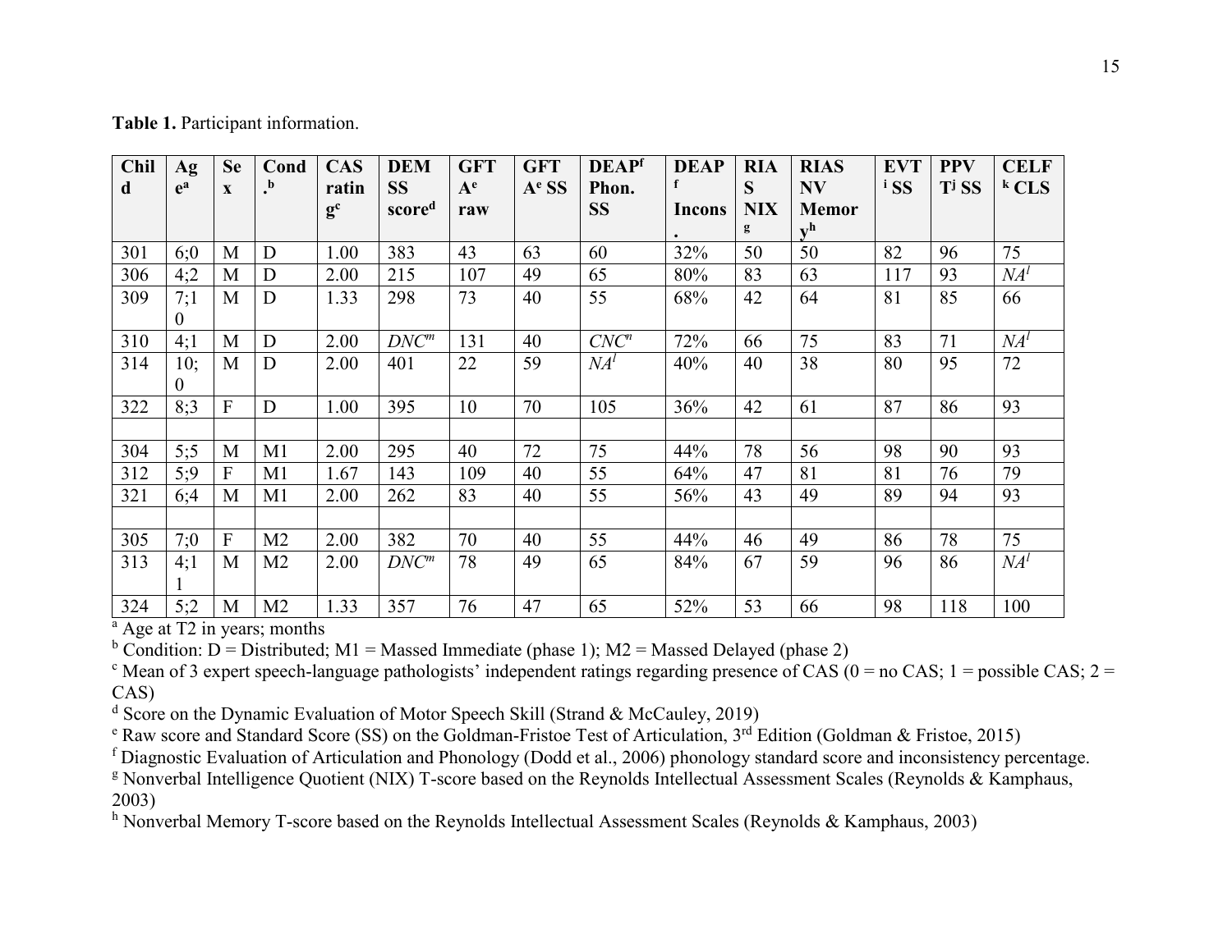**Table 1.** Participant information.

| Child | Age[a] | Sex | Cond.[b] | CAS rating[c] | DEM SS score[d] | GFTA[e] raw | GFTA[e] SS | DEAP[f] Phon. SS | DEAP[f] Incons. | RIAS NIX[g] | RIAS NV Memory[h] | EVT[i] SS | PPVT[j] SS | CELF[k] CLS |
|---|---|---|---|---|---|---|---|---|---|---|---|---|---|---|
| 301 | 6;0 | M | D | 1.00 | 383 | 43 | 63 | 60 | 32% | 50 | 50 | 82 | 96 | 75 |
| 306 | 4;2 | M | D | 2.00 | 215 | 107 | 49 | 65 | 80% | 83 | 63 | 117 | 93 | *NA*[l] |
| 309 | 7;10 | M | D | 1.33 | 298 | 73 | 40 | 55 | 68% | 42 | 64 | 81 | 85 | 66 |
| 310 | 4;1 | M | D | 2.00 | *DNC*[m] | 131 | 40 | *CNC*[n] | 72% | 66 | 75 | 83 | 71 | *NA*[l] |
| 314 | 10;0 | M | D | 2.00 | 401 | 22 | 59 | *NA*[l] | 40% | 40 | 38 | 80 | 95 | 72 |
| 322 | 8;3 | F | D | 1.00 | 395 | 10 | 70 | 105 | 36% | 42 | 61 | 87 | 86 | 93 |
| | | | | | | | | | | | | | | |
| 304 | 5;5 | M | M1 | 2.00 | 295 | 40 | 72 | 75 | 44% | 78 | 56 | 98 | 90 | 93 |
| 312 | 5;9 | F | M1 | 1.67 | 143 | 109 | 40 | 55 | 64% | 47 | 81 | 81 | 76 | 79 |
| 321 | 6;4 | M | M1 | 2.00 | 262 | 83 | 40 | 55 | 56% | 43 | 49 | 89 | 94 | 93 |
| | | | | | | | | | | | | | | |
| 305 | 7;0 | F | M2 | 2.00 | 382 | 70 | 40 | 55 | 44% | 46 | 49 | 86 | 78 | 75 |
| 313 | 4;11 | M | M2 | 2.00 | *DNC*[m] | 78 | 49 | 65 | 84% | 67 | 59 | 96 | 86 | *NA*[l] |
| 324 | 5;2 | M | M2 | 1.33 | 357 | 76 | 47 | 65 | 52% | 53 | 66 | 98 | 118 | 100 |

[a] Age at T2 in years; months
[b] Condition: D = Distributed; M1 = Massed Immediate (phase 1); M2 = Massed Delayed (phase 2)
[c] Mean of 3 expert speech-language pathologists' independent ratings regarding presence of CAS (0 = no CAS; 1 = possible CAS; 2 = CAS)
[d] Score on the Dynamic Evaluation of Motor Speech Skill (Strand & McCauley, 2019)
[e] Raw score and Standard Score (SS) on the Goldman-Fristoe Test of Articulation, 3rd Edition (Goldman & Fristoe, 2015)
[f] Diagnostic Evaluation of Articulation and Phonology (Dodd et al., 2006) phonology standard score and inconsistency percentage.
[g] Nonverbal Intelligence Quotient (NIX) T-score based on the Reynolds Intellectual Assessment Scales (Reynolds & Kamphaus, 2003)
[h] Nonverbal Memory T-score based on the Reynolds Intellectual Assessment Scales (Reynolds & Kamphaus, 2003)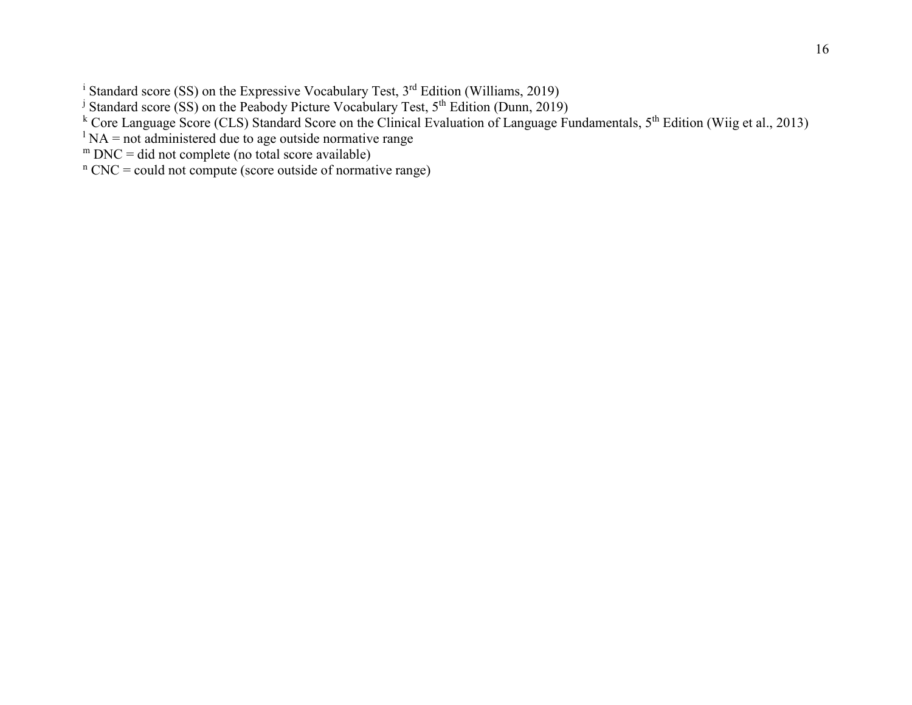[i] Standard score (SS) on the Expressive Vocabulary Test, 3rd Edition (Williams, 2019)
[j] Standard score (SS) on the Peabody Picture Vocabulary Test, 5th Edition (Dunn, 2019)
[k] Core Language Score (CLS) Standard Score on the Clinical Evaluation of Language Fundamentals, 5th Edition (Wiig et al., 2013)
[l] NA = not administered due to age outside normative range
[m] DNC = did not complete (no total score available)
[n] CNC = could not compute (score outside of normative range)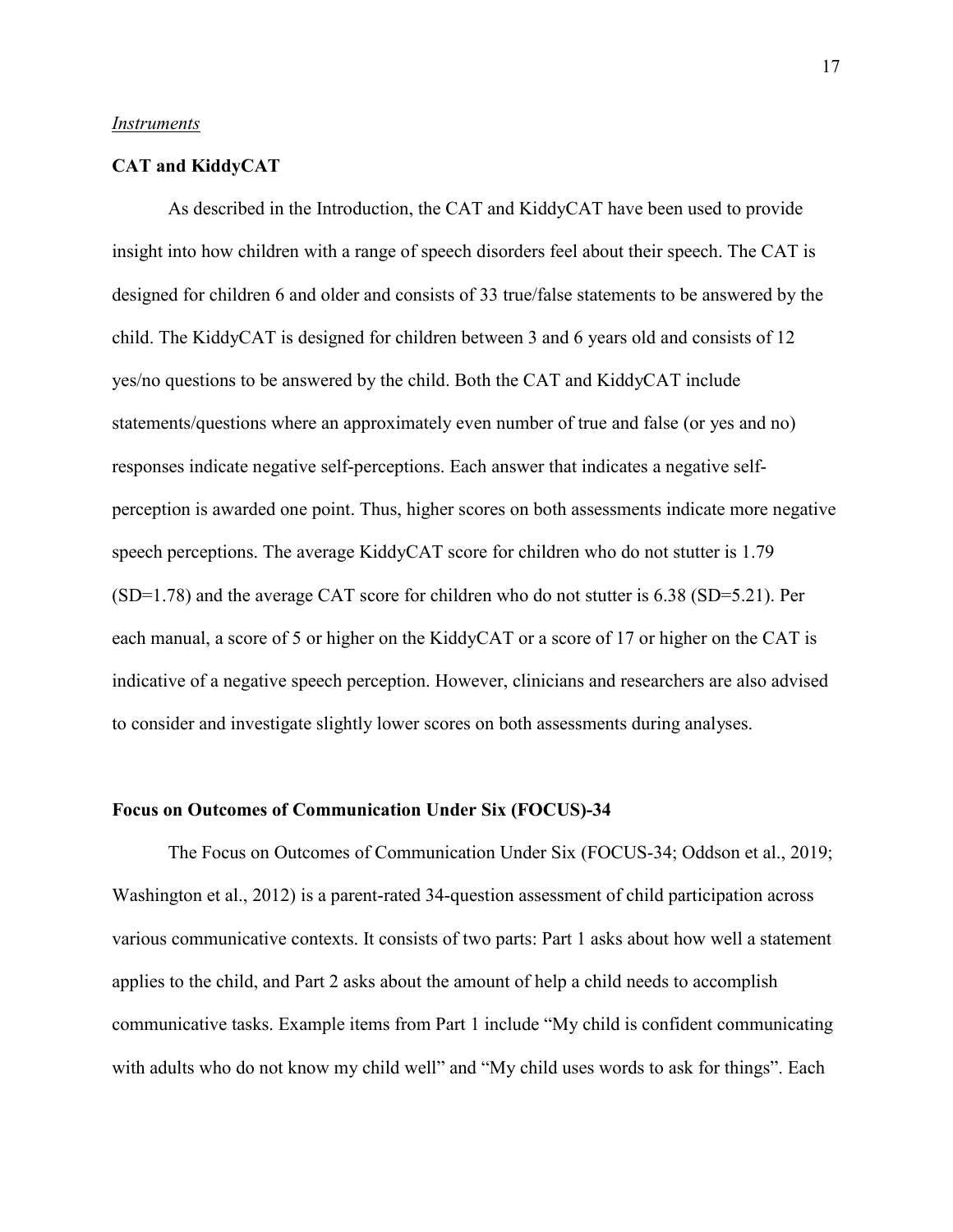*Instruments*

**CAT and KiddyCAT**

As described in the Introduction, the CAT and KiddyCAT have been used to provide insight into how children with a range of speech disorders feel about their speech. The CAT is designed for children 6 and older and consists of 33 true/false statements to be answered by the child. The KiddyCAT is designed for children between 3 and 6 years old and consists of 12 yes/no questions to be answered by the child. Both the CAT and KiddyCAT include statements/questions where an approximately even number of true and false (or yes and no) responses indicate negative self-perceptions. Each answer that indicates a negative self-perception is awarded one point. Thus, higher scores on both assessments indicate more negative speech perceptions. The average KiddyCAT score for children who do not stutter is 1.79 (SD=1.78) and the average CAT score for children who do not stutter is 6.38 (SD=5.21). Per each manual, a score of 5 or higher on the KiddyCAT or a score of 17 or higher on the CAT is indicative of a negative speech perception. However, clinicians and researchers are also advised to consider and investigate slightly lower scores on both assessments during analyses.

**Focus on Outcomes of Communication Under Six (FOCUS)-34**

The Focus on Outcomes of Communication Under Six (FOCUS-34; Oddson et al., 2019; Washington et al., 2012) is a parent-rated 34-question assessment of child participation across various communicative contexts. It consists of two parts: Part 1 asks about how well a statement applies to the child, and Part 2 asks about the amount of help a child needs to accomplish communicative tasks. Example items from Part 1 include "My child is confident communicating with adults who do not know my child well" and "My child uses words to ask for things". Each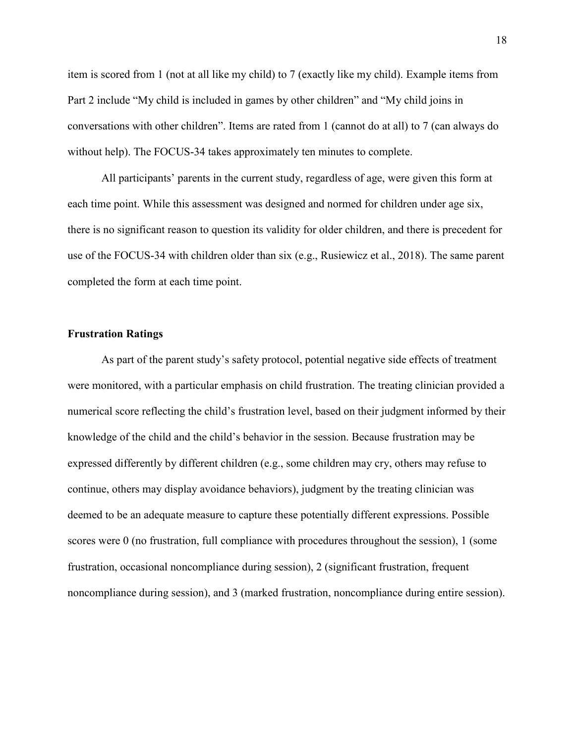item is scored from 1 (not at all like my child) to 7 (exactly like my child). Example items from Part 2 include "My child is included in games by other children" and "My child joins in conversations with other children". Items are rated from 1 (cannot do at all) to 7 (can always do without help). The FOCUS-34 takes approximately ten minutes to complete.

All participants' parents in the current study, regardless of age, were given this form at each time point. While this assessment was designed and normed for children under age six, there is no significant reason to question its validity for older children, and there is precedent for use of the FOCUS-34 with children older than six (e.g., Rusiewicz et al., 2018). The same parent completed the form at each time point.

### Frustration Ratings

As part of the parent study's safety protocol, potential negative side effects of treatment were monitored, with a particular emphasis on child frustration. The treating clinician provided a numerical score reflecting the child's frustration level, based on their judgment informed by their knowledge of the child and the child's behavior in the session. Because frustration may be expressed differently by different children (e.g., some children may cry, others may refuse to continue, others may display avoidance behaviors), judgment by the treating clinician was deemed to be an adequate measure to capture these potentially different expressions. Possible scores were 0 (no frustration, full compliance with procedures throughout the session), 1 (some frustration, occasional noncompliance during session), 2 (significant frustration, frequent noncompliance during session), and 3 (marked frustration, noncompliance during entire session).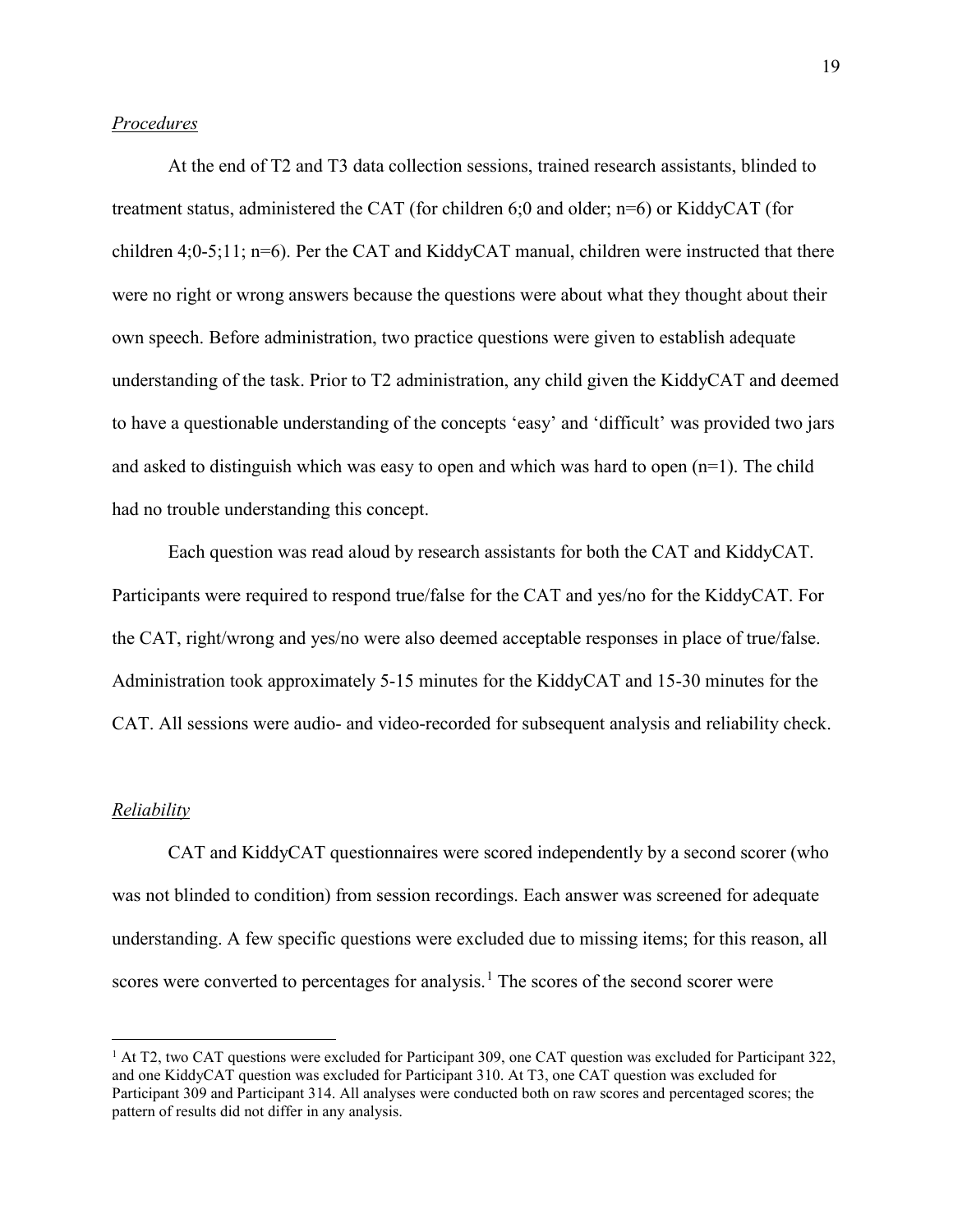*Procedures*

At the end of T2 and T3 data collection sessions, trained research assistants, blinded to treatment status, administered the CAT (for children 6;0 and older; n=6) or KiddyCAT (for children 4;0-5;11; n=6). Per the CAT and KiddyCAT manual, children were instructed that there were no right or wrong answers because the questions were about what they thought about their own speech. Before administration, two practice questions were given to establish adequate understanding of the task. Prior to T2 administration, any child given the KiddyCAT and deemed to have a questionable understanding of the concepts 'easy' and 'difficult' was provided two jars and asked to distinguish which was easy to open and which was hard to open (n=1). The child had no trouble understanding this concept.

Each question was read aloud by research assistants for both the CAT and KiddyCAT. Participants were required to respond true/false for the CAT and yes/no for the KiddyCAT. For the CAT, right/wrong and yes/no were also deemed acceptable responses in place of true/false. Administration took approximately 5-15 minutes for the KiddyCAT and 15-30 minutes for the CAT. All sessions were audio- and video-recorded for subsequent analysis and reliability check.

*Reliability*

CAT and KiddyCAT questionnaires were scored independently by a second scorer (who was not blinded to condition) from session recordings. Each answer was screened for adequate understanding. A few specific questions were excluded due to missing items; for this reason, all scores were converted to percentages for analysis.[1] The scores of the second scorer were

[1] At T2, two CAT questions were excluded for Participant 309, one CAT question was excluded for Participant 322, and one KiddyCAT question was excluded for Participant 310. At T3, one CAT question was excluded for Participant 309 and Participant 314. All analyses were conducted both on raw scores and percentaged scores; the pattern of results did not differ in any analysis.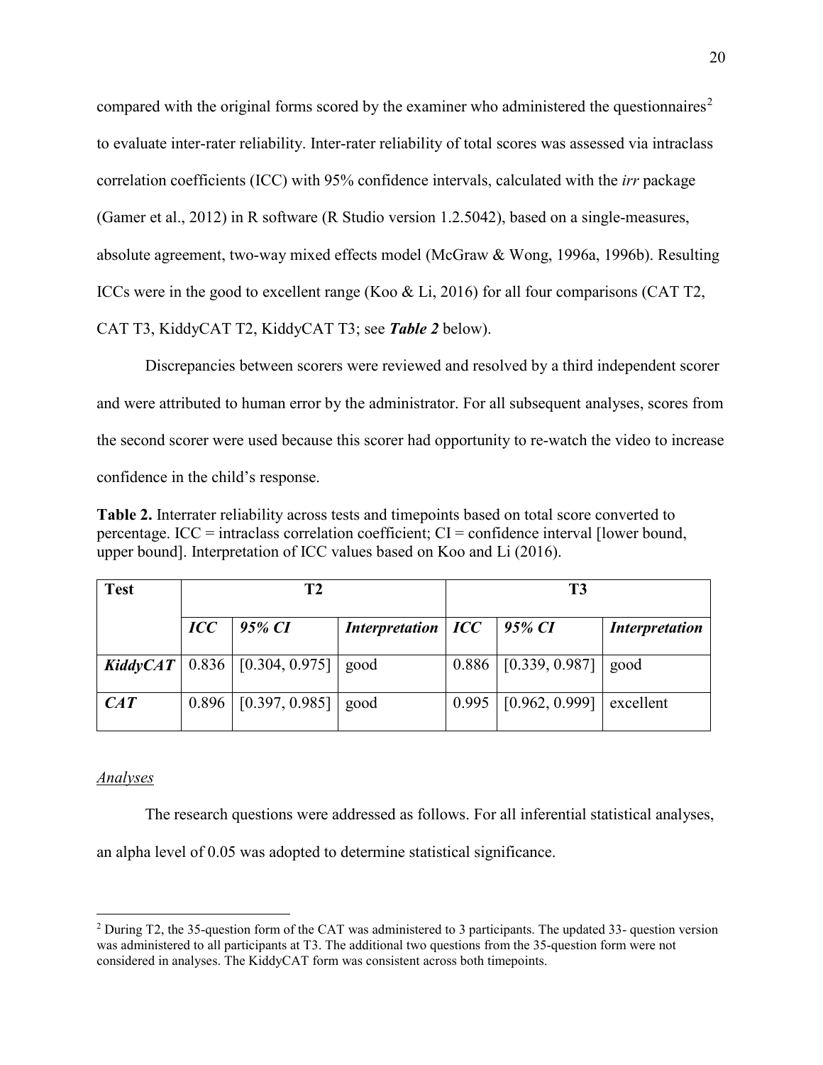compared with the original forms scored by the examiner who administered the questionnaires[2] to evaluate inter-rater reliability. Inter-rater reliability of total scores was assessed via intraclass correlation coefficients (ICC) with 95% confidence intervals, calculated with the *irr* package (Gamer et al., 2012) in R software (R Studio version 1.2.5042), based on a single-measures, absolute agreement, two-way mixed effects model (McGraw & Wong, 1996a, 1996b). Resulting ICCs were in the good to excellent range (Koo & Li, 2016) for all four comparisons (CAT T2, CAT T3, KiddyCAT T2, KiddyCAT T3; see ***Table 2*** below).

Discrepancies between scorers were reviewed and resolved by a third independent scorer and were attributed to human error by the administrator. For all subsequent analyses, scores from the second scorer were used because this scorer had opportunity to re-watch the video to increase confidence in the child's response.

**Table 2.** Interrater reliability across tests and timepoints based on total score converted to percentage. ICC = intraclass correlation coefficient; CI = confidence interval [lower bound, upper bound]. Interpretation of ICC values based on Koo and Li (2016).

| **Test** | **T2** | | | **T3** | | |
|---|---|---|---|---|---|---|
| | ***ICC*** | ***95% CI*** | ***Interpretation*** | ***ICC*** | ***95% CI*** | ***Interpretation*** |
| ***KiddyCAT*** | 0.836 | [0.304, 0.975] | good | 0.886 | [0.339, 0.987] | good |
| ***CAT*** | 0.896 | [0.397, 0.985] | good | 0.995 | [0.962, 0.999] | excellent |

*Analyses*

The research questions were addressed as follows. For all inferential statistical analyses, an alpha level of 0.05 was adopted to determine statistical significance.

[2] During T2, the 35-question form of the CAT was administered to 3 participants. The updated 33- question version was administered to all participants at T3. The additional two questions from the 35-question form were not considered in analyses. The KiddyCAT form was consistent across both timepoints.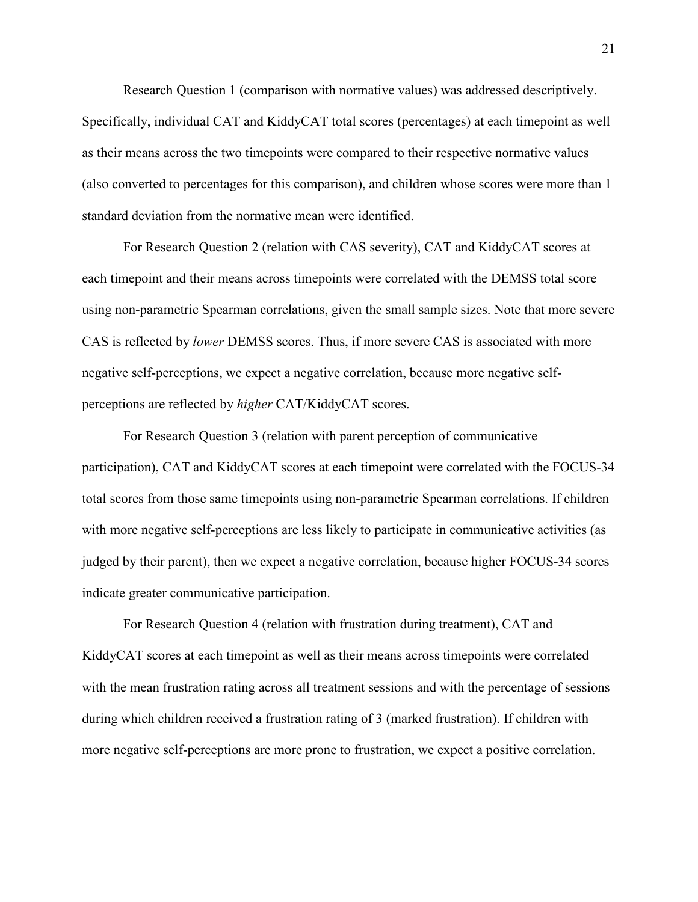Research Question 1 (comparison with normative values) was addressed descriptively. Specifically, individual CAT and KiddyCAT total scores (percentages) at each timepoint as well as their means across the two timepoints were compared to their respective normative values (also converted to percentages for this comparison), and children whose scores were more than 1 standard deviation from the normative mean were identified.

For Research Question 2 (relation with CAS severity), CAT and KiddyCAT scores at each timepoint and their means across timepoints were correlated with the DEMSS total score using non-parametric Spearman correlations, given the small sample sizes. Note that more severe CAS is reflected by *lower* DEMSS scores. Thus, if more severe CAS is associated with more negative self-perceptions, we expect a negative correlation, because more negative self-perceptions are reflected by *higher* CAT/KiddyCAT scores.

For Research Question 3 (relation with parent perception of communicative participation), CAT and KiddyCAT scores at each timepoint were correlated with the FOCUS-34 total scores from those same timepoints using non-parametric Spearman correlations. If children with more negative self-perceptions are less likely to participate in communicative activities (as judged by their parent), then we expect a negative correlation, because higher FOCUS-34 scores indicate greater communicative participation.

For Research Question 4 (relation with frustration during treatment), CAT and KiddyCAT scores at each timepoint as well as their means across timepoints were correlated with the mean frustration rating across all treatment sessions and with the percentage of sessions during which children received a frustration rating of 3 (marked frustration). If children with more negative self-perceptions are more prone to frustration, we expect a positive correlation.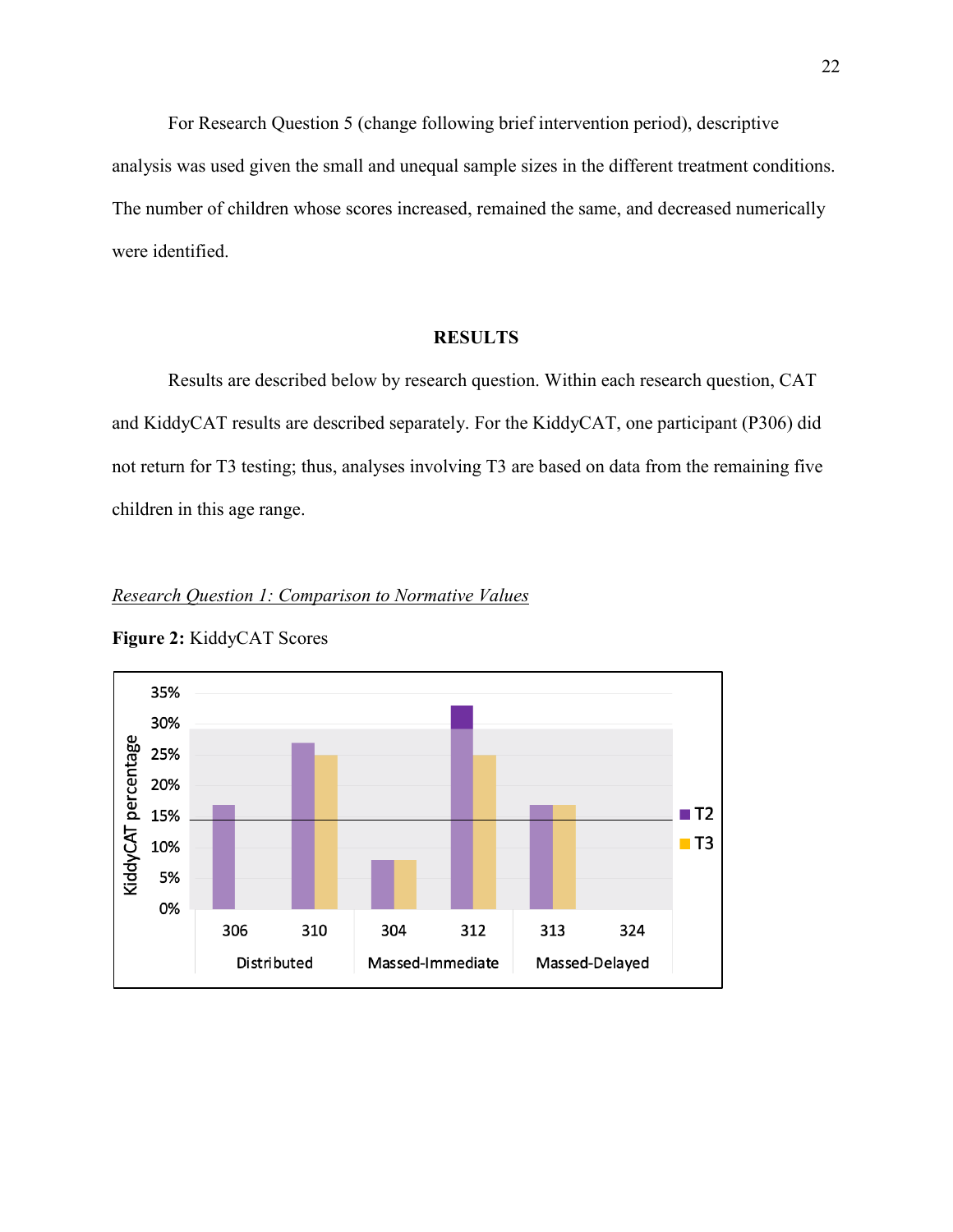For Research Question 5 (change following brief intervention period), descriptive analysis was used given the small and unequal sample sizes in the different treatment conditions. The number of children whose scores increased, remained the same, and decreased numerically were identified.

## RESULTS

Results are described below by research question. Within each research question, CAT and KiddyCAT results are described separately. For the KiddyCAT, one participant (P306) did not return for T3 testing; thus, analyses involving T3 are based on data from the remaining five children in this age range.

### *Research Question 1: Comparison to Normative Values*

**Figure 2:** KiddyCAT Scores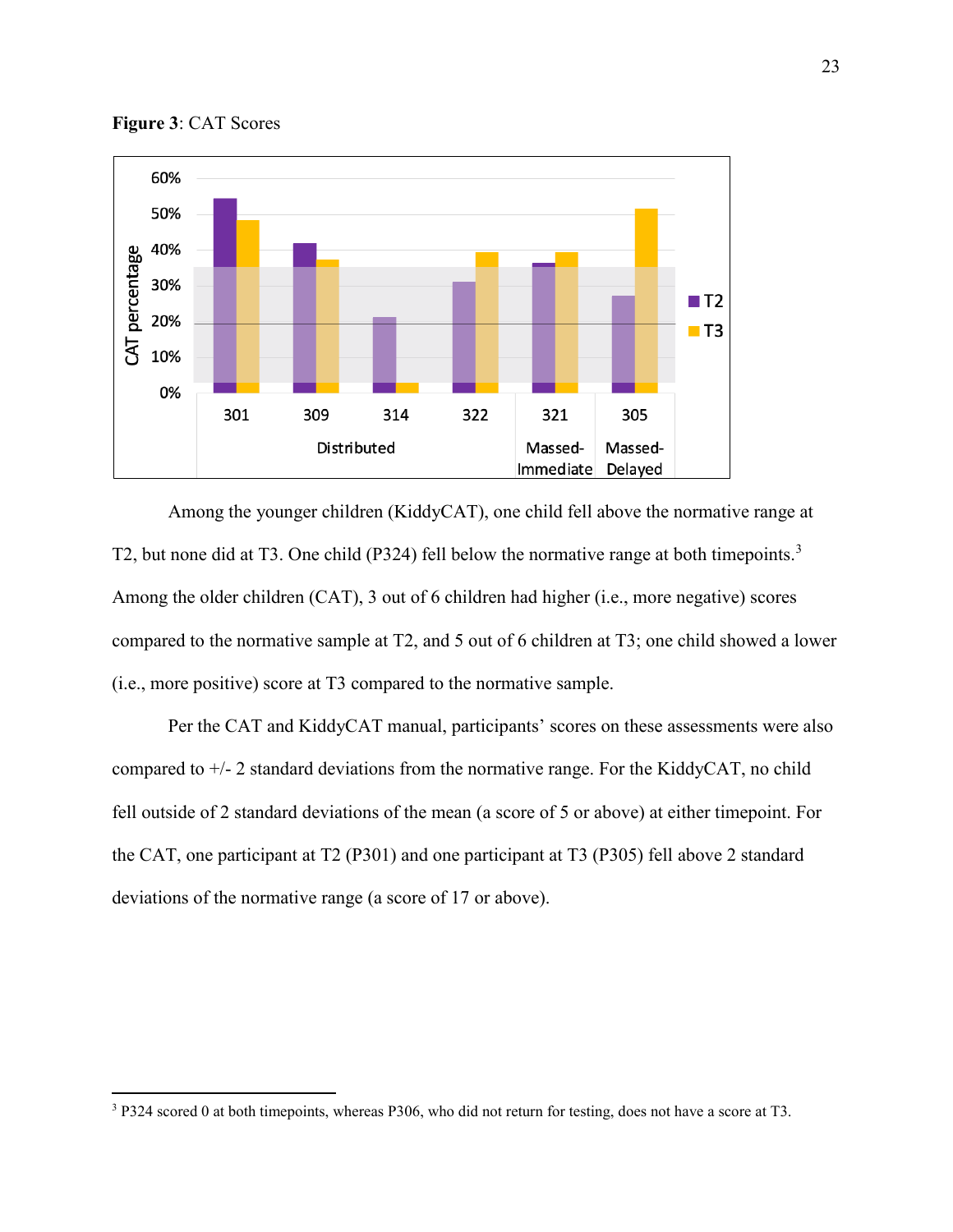**Figure 3**: CAT Scores

Among the younger children (KiddyCAT), one child fell above the normative range at T2, but none did at T3. One child (P324) fell below the normative range at both timepoints.[3] Among the older children (CAT), 3 out of 6 children had higher (i.e., more negative) scores compared to the normative sample at T2, and 5 out of 6 children at T3; one child showed a lower (i.e., more positive) score at T3 compared to the normative sample.

Per the CAT and KiddyCAT manual, participants' scores on these assessments were also compared to +/- 2 standard deviations from the normative range. For the KiddyCAT, no child fell outside of 2 standard deviations of the mean (a score of 5 or above) at either timepoint. For the CAT, one participant at T2 (P301) and one participant at T3 (P305) fell above 2 standard deviations of the normative range (a score of 17 or above).

[3] P324 scored 0 at both timepoints, whereas P306, who did not return for testing, does not have a score at T3.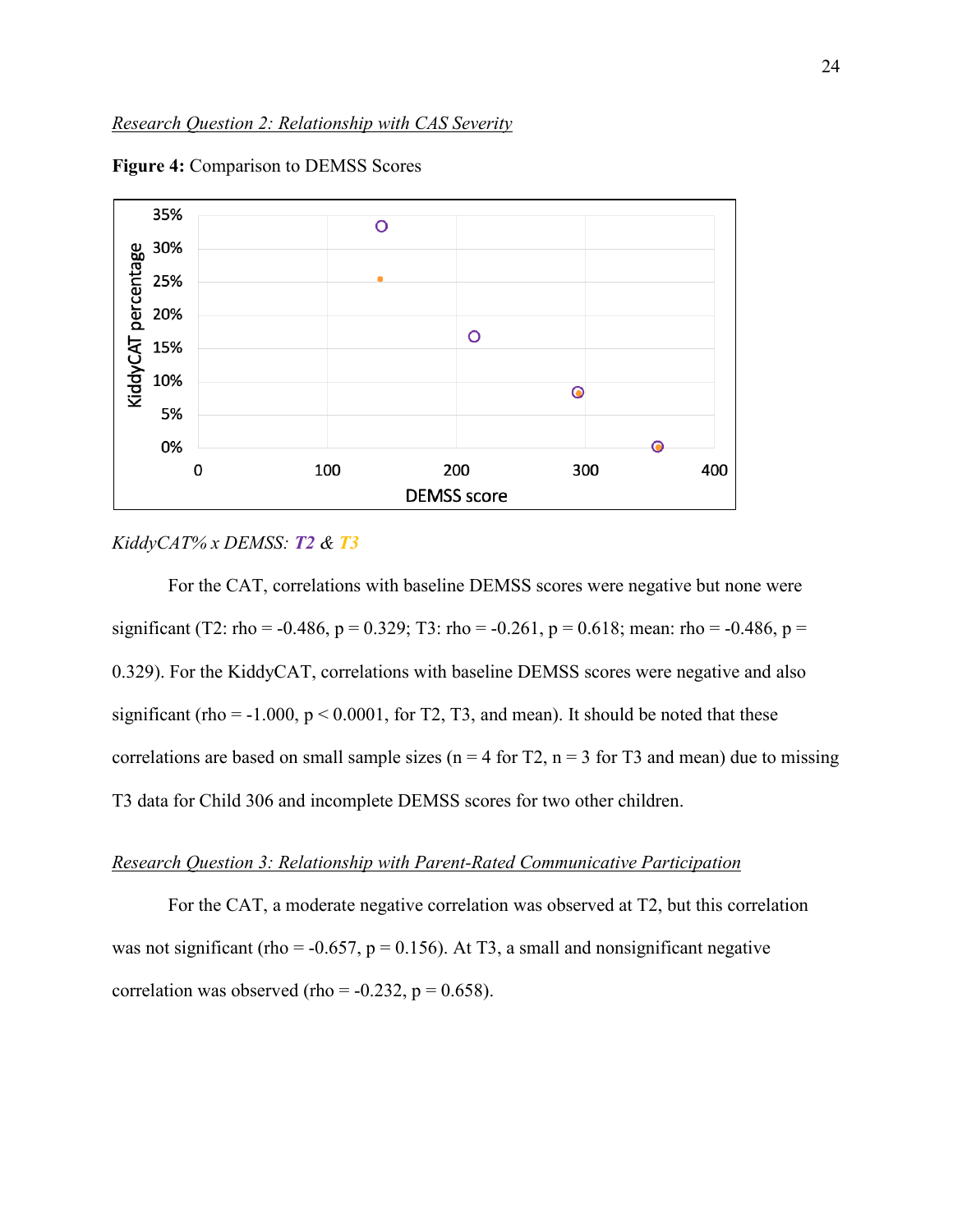*Research Question 2: Relationship with CAS Severity*

**Figure 4:** Comparison to DEMSS Scores

*KiddyCAT% x DEMSS: **T2** & **T3***

For the CAT, correlations with baseline DEMSS scores were negative but none were significant (T2: rho = -0.486, p = 0.329; T3: rho = -0.261, p = 0.618; mean: rho = -0.486, p = 0.329). For the KiddyCAT, correlations with baseline DEMSS scores were negative and also significant (rho = -1.000, p < 0.0001, for T2, T3, and mean). It should be noted that these correlations are based on small sample sizes (n = 4 for T2, n = 3 for T3 and mean) due to missing T3 data for Child 306 and incomplete DEMSS scores for two other children.

*Research Question 3: Relationship with Parent-Rated Communicative Participation*

For the CAT, a moderate negative correlation was observed at T2, but this correlation was not significant (rho = -0.657, p = 0.156). At T3, a small and nonsignificant negative correlation was observed (rho = -0.232, p = 0.658).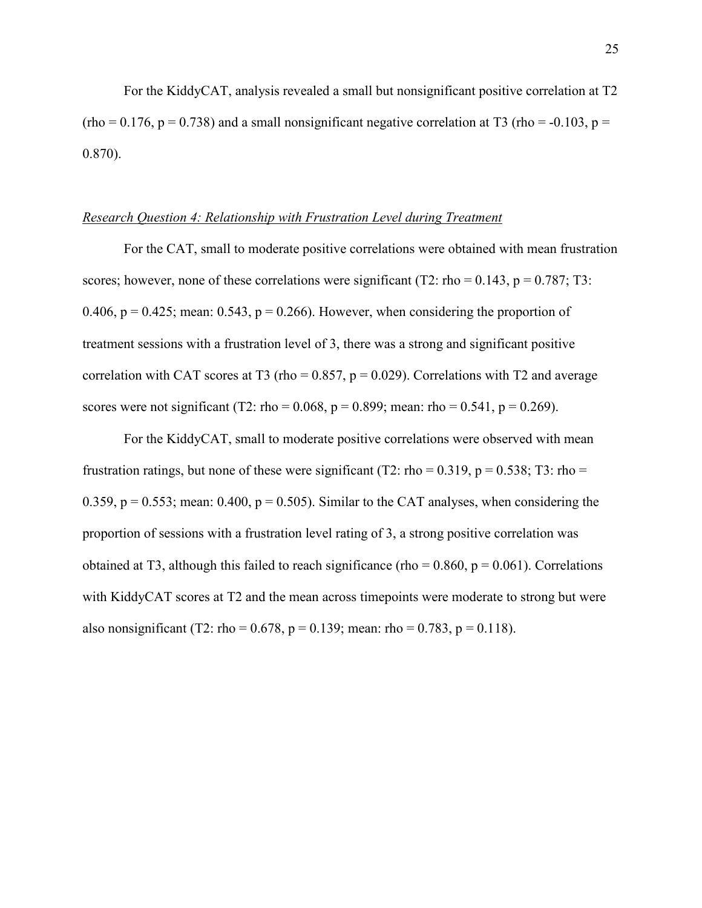For the KiddyCAT, analysis revealed a small but nonsignificant positive correlation at T2 (rho = 0.176, $p = 0.738$) and a small nonsignificant negative correlation at T3 (rho = -0.103, $p = 0.870$).

*Research Question 4: Relationship with Frustration Level during Treatment*

For the CAT, small to moderate positive correlations were obtained with mean frustration scores; however, none of these correlations were significant (T2: rho = 0.143, $p = 0.787$; T3: 0.406, $p = 0.425$; mean: 0.543, $p = 0.266$). However, when considering the proportion of treatment sessions with a frustration level of 3, there was a strong and significant positive correlation with CAT scores at T3 (rho = 0.857, $p = 0.029$). Correlations with T2 and average scores were not significant (T2: rho = 0.068, $p = 0.899$; mean: rho = 0.541, $p = 0.269$).

For the KiddyCAT, small to moderate positive correlations were observed with mean frustration ratings, but none of these were significant (T2: rho = 0.319, $p = 0.538$; T3: rho = 0.359, $p = 0.553$; mean: 0.400, $p = 0.505$). Similar to the CAT analyses, when considering the proportion of sessions with a frustration level rating of 3, a strong positive correlation was obtained at T3, although this failed to reach significance (rho = 0.860, $p = 0.061$). Correlations with KiddyCAT scores at T2 and the mean across timepoints were moderate to strong but were also nonsignificant (T2: rho = 0.678, $p = 0.139$; mean: rho = 0.783, $p = 0.118$).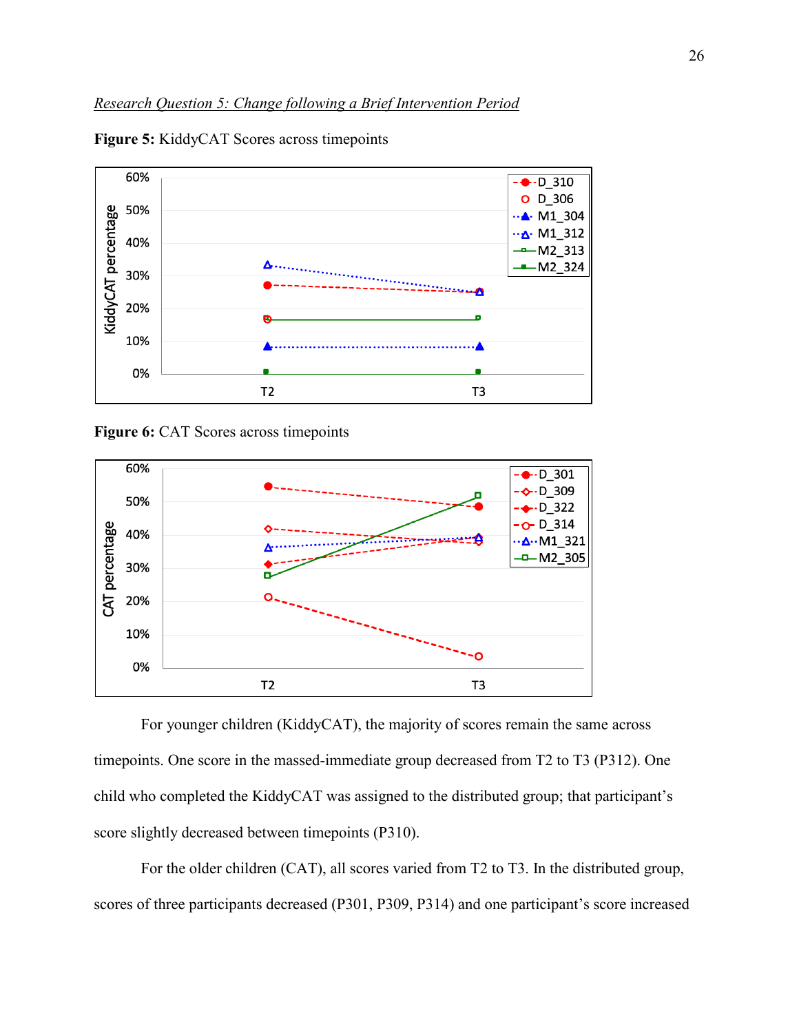*Research Question 5: Change following a Brief Intervention Period*

**Figure 5:** KiddyCAT Scores across timepoints

**Figure 6:** CAT Scores across timepoints

For younger children (KiddyCAT), the majority of scores remain the same across timepoints. One score in the massed-immediate group decreased from T2 to T3 (P312). One child who completed the KiddyCAT was assigned to the distributed group; that participant's score slightly decreased between timepoints (P310).

For the older children (CAT), all scores varied from T2 to T3. In the distributed group, scores of three participants decreased (P301, P309, P314) and one participant's score increased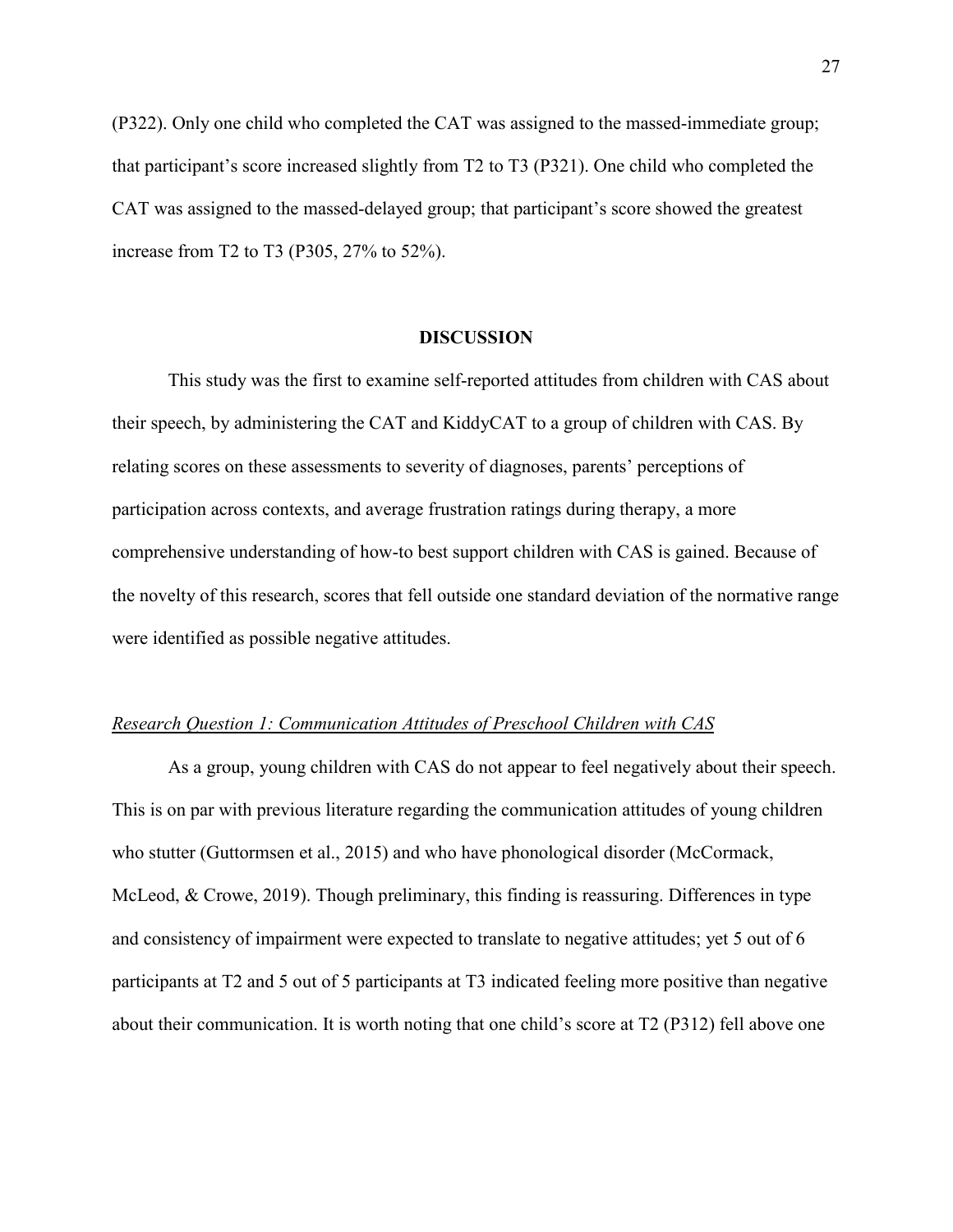(P322). Only one child who completed the CAT was assigned to the massed-immediate group; that participant's score increased slightly from T2 to T3 (P321). One child who completed the CAT was assigned to the massed-delayed group; that participant's score showed the greatest increase from T2 to T3 (P305, 27% to 52%).

## DISCUSSION

This study was the first to examine self-reported attitudes from children with CAS about their speech, by administering the CAT and KiddyCAT to a group of children with CAS. By relating scores on these assessments to severity of diagnoses, parents' perceptions of participation across contexts, and average frustration ratings during therapy, a more comprehensive understanding of how-to best support children with CAS is gained. Because of the novelty of this research, scores that fell outside one standard deviation of the normative range were identified as possible negative attitudes.

### *Research Question 1: Communication Attitudes of Preschool Children with CAS*

As a group, young children with CAS do not appear to feel negatively about their speech. This is on par with previous literature regarding the communication attitudes of young children who stutter (Guttormsen et al., 2015) and who have phonological disorder (McCormack, McLeod, & Crowe, 2019). Though preliminary, this finding is reassuring. Differences in type and consistency of impairment were expected to translate to negative attitudes; yet 5 out of 6 participants at T2 and 5 out of 5 participants at T3 indicated feeling more positive than negative about their communication. It is worth noting that one child's score at T2 (P312) fell above one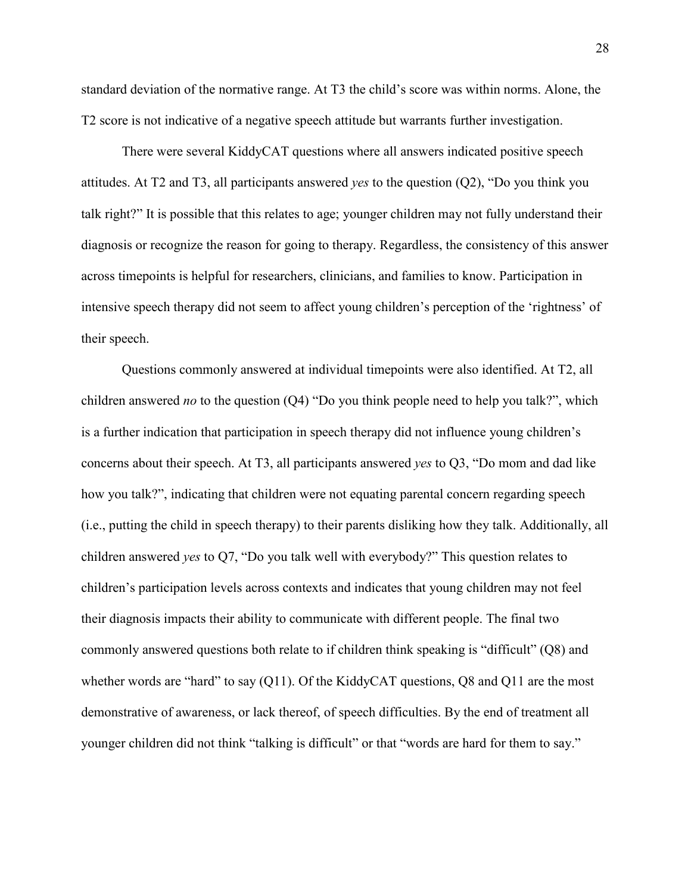standard deviation of the normative range. At T3 the child's score was within norms. Alone, the T2 score is not indicative of a negative speech attitude but warrants further investigation.

There were several KiddyCAT questions where all answers indicated positive speech attitudes. At T2 and T3, all participants answered *yes* to the question (Q2), "Do you think you talk right?" It is possible that this relates to age; younger children may not fully understand their diagnosis or recognize the reason for going to therapy. Regardless, the consistency of this answer across timepoints is helpful for researchers, clinicians, and families to know. Participation in intensive speech therapy did not seem to affect young children's perception of the 'rightness' of their speech.

Questions commonly answered at individual timepoints were also identified. At T2, all children answered *no* to the question (Q4) "Do you think people need to help you talk?", which is a further indication that participation in speech therapy did not influence young children's concerns about their speech. At T3, all participants answered *yes* to Q3, "Do mom and dad like how you talk?", indicating that children were not equating parental concern regarding speech (i.e., putting the child in speech therapy) to their parents disliking how they talk. Additionally, all children answered *yes* to Q7, "Do you talk well with everybody?" This question relates to children's participation levels across contexts and indicates that young children may not feel their diagnosis impacts their ability to communicate with different people. The final two commonly answered questions both relate to if children think speaking is "difficult" (Q8) and whether words are "hard" to say (Q11). Of the KiddyCAT questions, Q8 and Q11 are the most demonstrative of awareness, or lack thereof, of speech difficulties. By the end of treatment all younger children did not think "talking is difficult" or that "words are hard for them to say."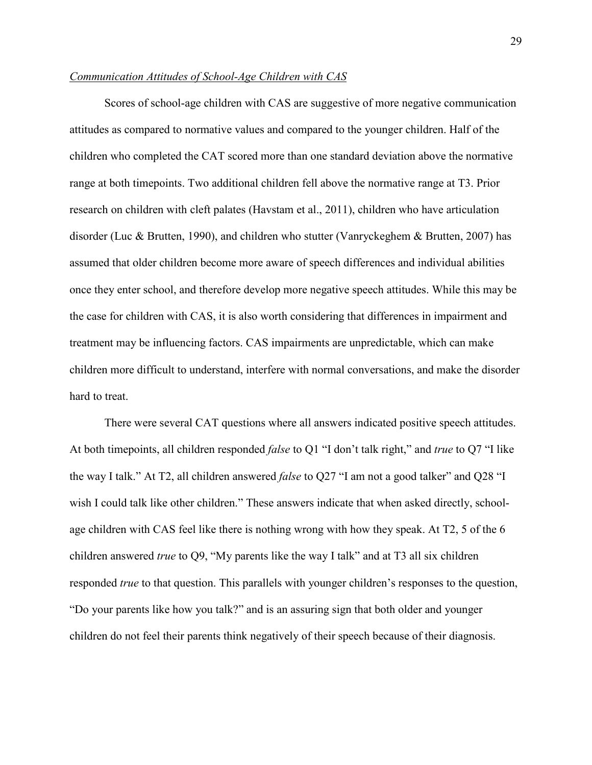*Communication Attitudes of School-Age Children with CAS*

Scores of school-age children with CAS are suggestive of more negative communication attitudes as compared to normative values and compared to the younger children. Half of the children who completed the CAT scored more than one standard deviation above the normative range at both timepoints. Two additional children fell above the normative range at T3. Prior research on children with cleft palates (Havstam et al., 2011), children who have articulation disorder (Luc & Brutten, 1990), and children who stutter (Vanryckeghem & Brutten, 2007) has assumed that older children become more aware of speech differences and individual abilities once they enter school, and therefore develop more negative speech attitudes. While this may be the case for children with CAS, it is also worth considering that differences in impairment and treatment may be influencing factors. CAS impairments are unpredictable, which can make children more difficult to understand, interfere with normal conversations, and make the disorder hard to treat.

There were several CAT questions where all answers indicated positive speech attitudes. At both timepoints, all children responded *false* to Q1 "I don't talk right," and *true* to Q7 "I like the way I talk." At T2, all children answered *false* to Q27 "I am not a good talker" and Q28 "I wish I could talk like other children." These answers indicate that when asked directly, school-age children with CAS feel like there is nothing wrong with how they speak. At T2, 5 of the 6 children answered *true* to Q9, "My parents like the way I talk" and at T3 all six children responded *true* to that question. This parallels with younger children's responses to the question, "Do your parents like how you talk?" and is an assuring sign that both older and younger children do not feel their parents think negatively of their speech because of their diagnosis.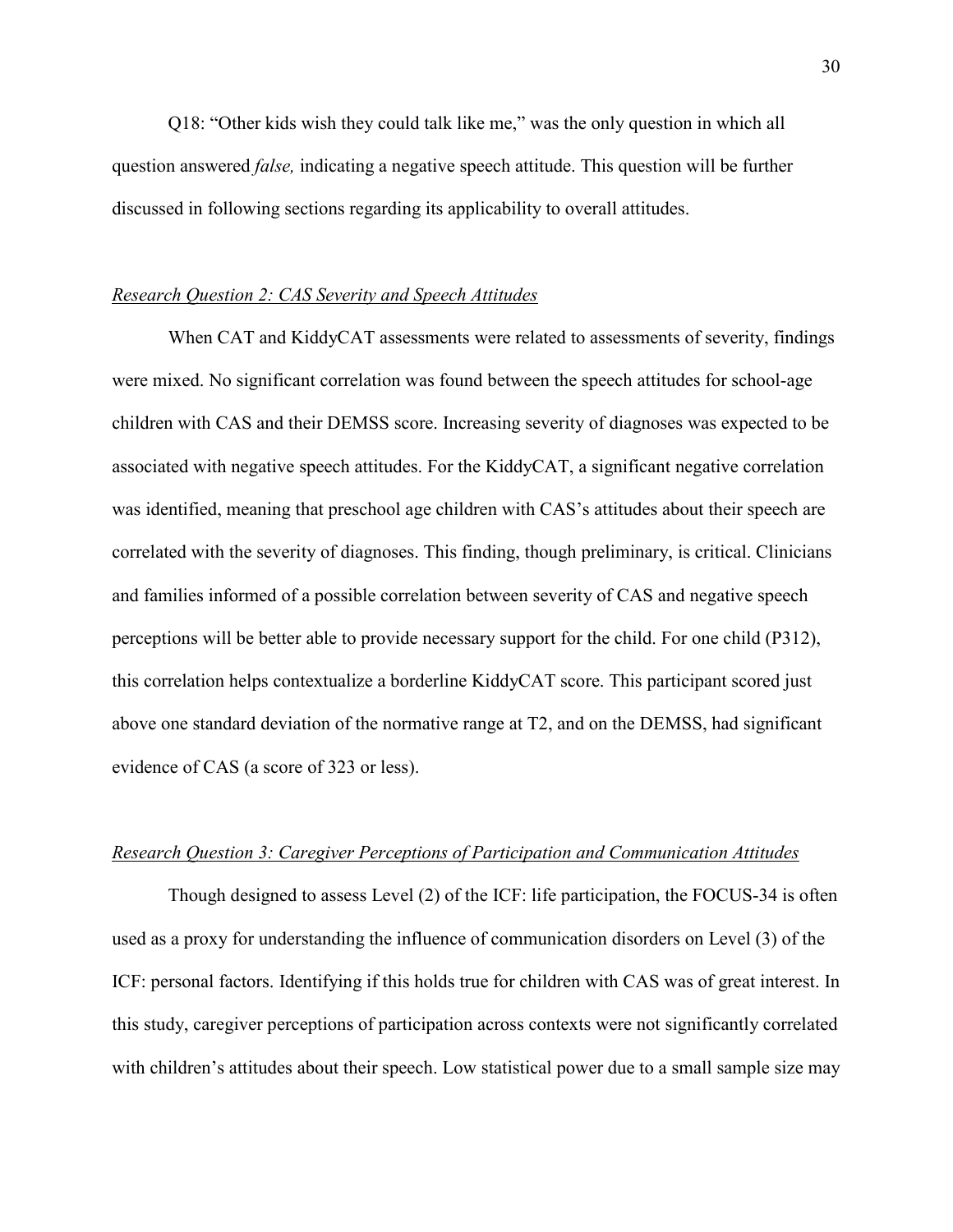Q18: "Other kids wish they could talk like me," was the only question in which all question answered *false,* indicating a negative speech attitude. This question will be further discussed in following sections regarding its applicability to overall attitudes.

*Research Question 2: CAS Severity and Speech Attitudes*

When CAT and KiddyCAT assessments were related to assessments of severity, findings were mixed. No significant correlation was found between the speech attitudes for school-age children with CAS and their DEMSS score. Increasing severity of diagnoses was expected to be associated with negative speech attitudes. For the KiddyCAT, a significant negative correlation was identified, meaning that preschool age children with CAS's attitudes about their speech are correlated with the severity of diagnoses. This finding, though preliminary, is critical. Clinicians and families informed of a possible correlation between severity of CAS and negative speech perceptions will be better able to provide necessary support for the child. For one child (P312), this correlation helps contextualize a borderline KiddyCAT score. This participant scored just above one standard deviation of the normative range at T2, and on the DEMSS, had significant evidence of CAS (a score of 323 or less).

*Research Question 3: Caregiver Perceptions of Participation and Communication Attitudes*

Though designed to assess Level (2) of the ICF: life participation, the FOCUS-34 is often used as a proxy for understanding the influence of communication disorders on Level (3) of the ICF: personal factors. Identifying if this holds true for children with CAS was of great interest. In this study, caregiver perceptions of participation across contexts were not significantly correlated with children's attitudes about their speech. Low statistical power due to a small sample size may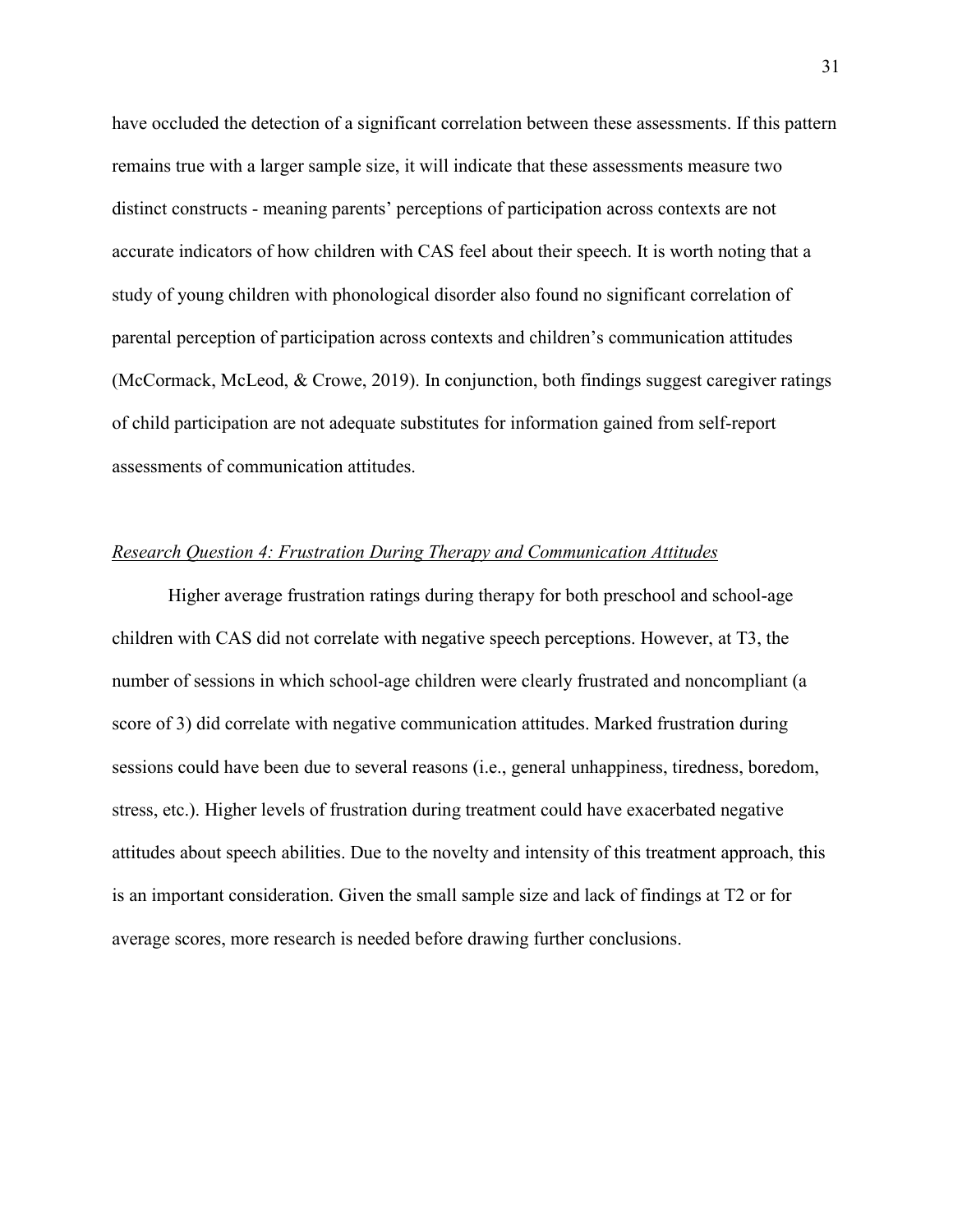have occluded the detection of a significant correlation between these assessments. If this pattern remains true with a larger sample size, it will indicate that these assessments measure two distinct constructs - meaning parents' perceptions of participation across contexts are not accurate indicators of how children with CAS feel about their speech. It is worth noting that a study of young children with phonological disorder also found no significant correlation of parental perception of participation across contexts and children's communication attitudes (McCormack, McLeod, & Crowe, 2019). In conjunction, both findings suggest caregiver ratings of child participation are not adequate substitutes for information gained from self-report assessments of communication attitudes.

### *Research Question 4: Frustration During Therapy and Communication Attitudes*

Higher average frustration ratings during therapy for both preschool and school-age children with CAS did not correlate with negative speech perceptions. However, at T3, the number of sessions in which school-age children were clearly frustrated and noncompliant (a score of 3) did correlate with negative communication attitudes. Marked frustration during sessions could have been due to several reasons (i.e., general unhappiness, tiredness, boredom, stress, etc.). Higher levels of frustration during treatment could have exacerbated negative attitudes about speech abilities. Due to the novelty and intensity of this treatment approach, this is an important consideration. Given the small sample size and lack of findings at T2 or for average scores, more research is needed before drawing further conclusions.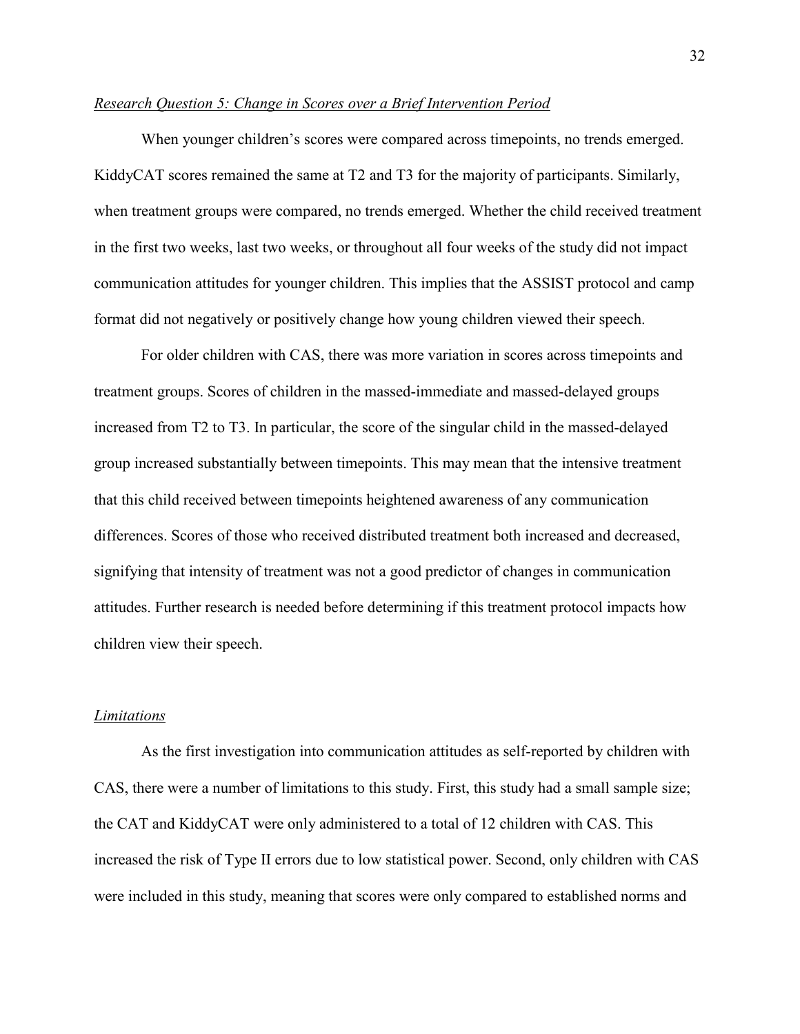*Research Question 5: Change in Scores over a Brief Intervention Period*

When younger children's scores were compared across timepoints, no trends emerged. KiddyCAT scores remained the same at T2 and T3 for the majority of participants. Similarly, when treatment groups were compared, no trends emerged. Whether the child received treatment in the first two weeks, last two weeks, or throughout all four weeks of the study did not impact communication attitudes for younger children. This implies that the ASSIST protocol and camp format did not negatively or positively change how young children viewed their speech.

For older children with CAS, there was more variation in scores across timepoints and treatment groups. Scores of children in the massed-immediate and massed-delayed groups increased from T2 to T3. In particular, the score of the singular child in the massed-delayed group increased substantially between timepoints. This may mean that the intensive treatment that this child received between timepoints heightened awareness of any communication differences. Scores of those who received distributed treatment both increased and decreased, signifying that intensity of treatment was not a good predictor of changes in communication attitudes. Further research is needed before determining if this treatment protocol impacts how children view their speech.

*Limitations*

As the first investigation into communication attitudes as self-reported by children with CAS, there were a number of limitations to this study. First, this study had a small sample size; the CAT and KiddyCAT were only administered to a total of 12 children with CAS. This increased the risk of Type II errors due to low statistical power. Second, only children with CAS were included in this study, meaning that scores were only compared to established norms and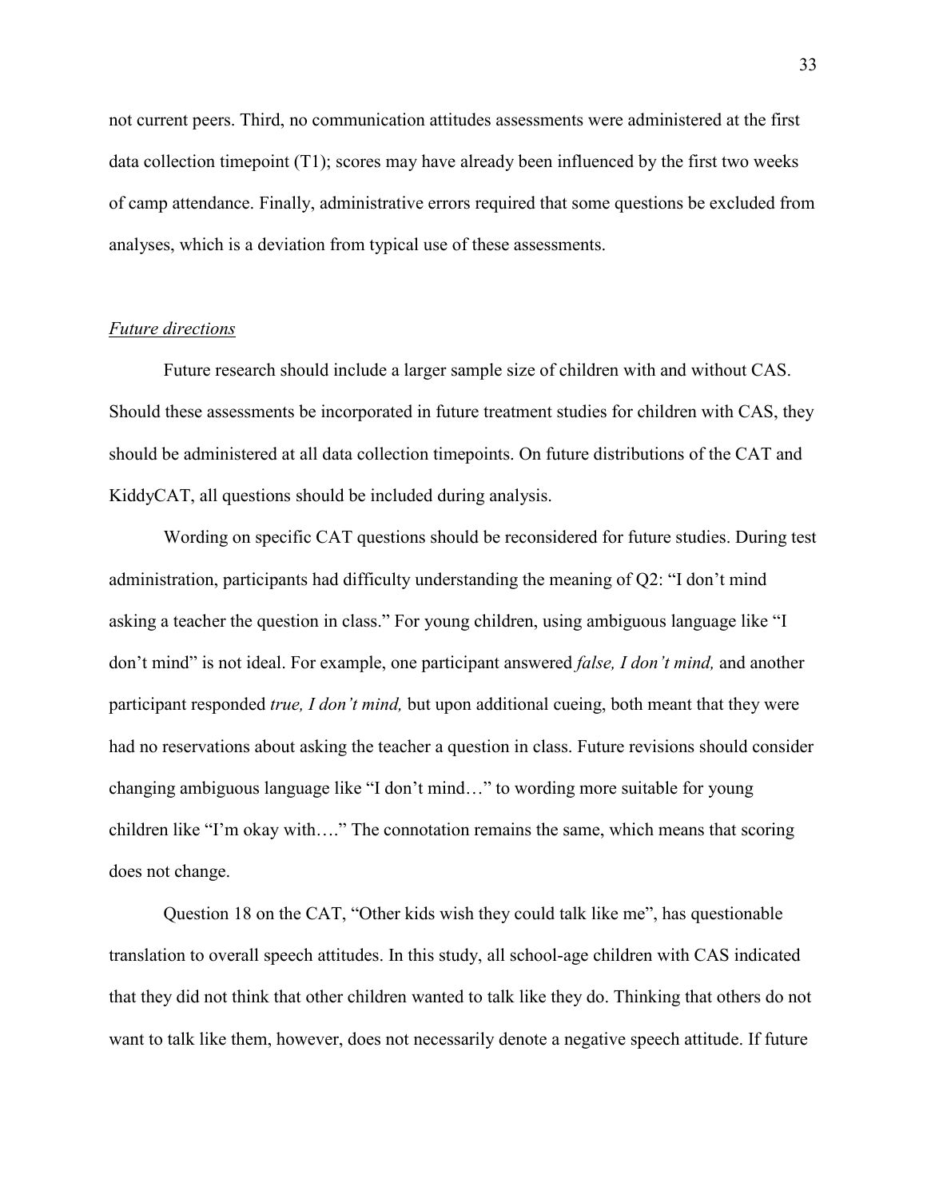not current peers. Third, no communication attitudes assessments were administered at the first data collection timepoint (T1); scores may have already been influenced by the first two weeks of camp attendance. Finally, administrative errors required that some questions be excluded from analyses, which is a deviation from typical use of these assessments.

### *Future directions*

Future research should include a larger sample size of children with and without CAS. Should these assessments be incorporated in future treatment studies for children with CAS, they should be administered at all data collection timepoints. On future distributions of the CAT and KiddyCAT, all questions should be included during analysis.

Wording on specific CAT questions should be reconsidered for future studies. During test administration, participants had difficulty understanding the meaning of Q2: "I don't mind asking a teacher the question in class." For young children, using ambiguous language like "I don't mind" is not ideal. For example, one participant answered *false, I don't mind,* and another participant responded *true, I don't mind,* but upon additional cueing, both meant that they were had no reservations about asking the teacher a question in class. Future revisions should consider changing ambiguous language like "I don't mind…" to wording more suitable for young children like "I'm okay with…." The connotation remains the same, which means that scoring does not change.

Question 18 on the CAT, "Other kids wish they could talk like me", has questionable translation to overall speech attitudes. In this study, all school-age children with CAS indicated that they did not think that other children wanted to talk like they do. Thinking that others do not want to talk like them, however, does not necessarily denote a negative speech attitude. If future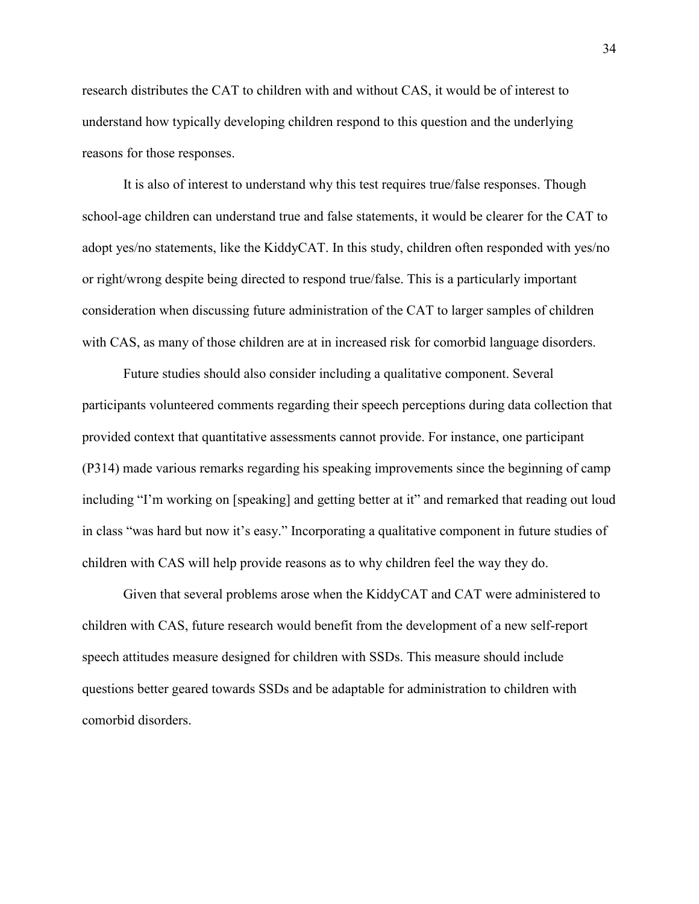research distributes the CAT to children with and without CAS, it would be of interest to understand how typically developing children respond to this question and the underlying reasons for those responses.

It is also of interest to understand why this test requires true/false responses. Though school-age children can understand true and false statements, it would be clearer for the CAT to adopt yes/no statements, like the KiddyCAT. In this study, children often responded with yes/no or right/wrong despite being directed to respond true/false. This is a particularly important consideration when discussing future administration of the CAT to larger samples of children with CAS, as many of those children are at in increased risk for comorbid language disorders.

Future studies should also consider including a qualitative component. Several participants volunteered comments regarding their speech perceptions during data collection that provided context that quantitative assessments cannot provide. For instance, one participant (P314) made various remarks regarding his speaking improvements since the beginning of camp including "I'm working on [speaking] and getting better at it" and remarked that reading out loud in class "was hard but now it's easy." Incorporating a qualitative component in future studies of children with CAS will help provide reasons as to why children feel the way they do.

Given that several problems arose when the KiddyCAT and CAT were administered to children with CAS, future research would benefit from the development of a new self-report speech attitudes measure designed for children with SSDs. This measure should include questions better geared towards SSDs and be adaptable for administration to children with comorbid disorders.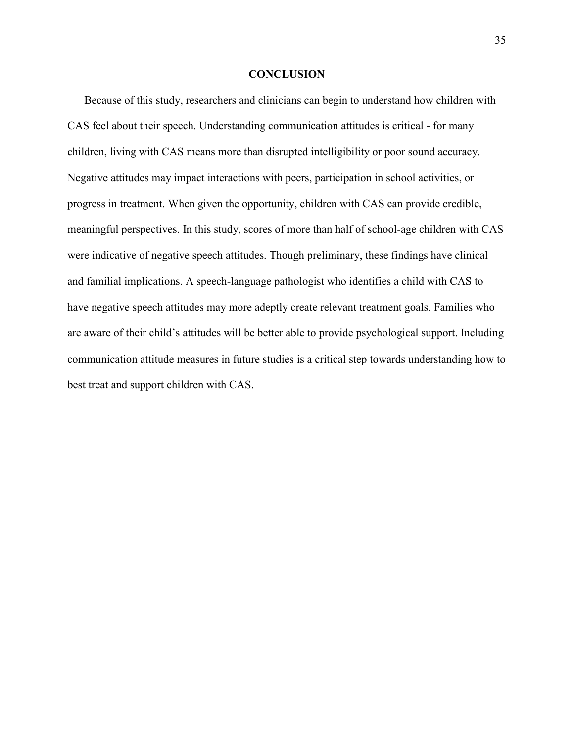# CONCLUSION

Because of this study, researchers and clinicians can begin to understand how children with CAS feel about their speech. Understanding communication attitudes is critical - for many children, living with CAS means more than disrupted intelligibility or poor sound accuracy. Negative attitudes may impact interactions with peers, participation in school activities, or progress in treatment. When given the opportunity, children with CAS can provide credible, meaningful perspectives. In this study, scores of more than half of school-age children with CAS were indicative of negative speech attitudes. Though preliminary, these findings have clinical and familial implications. A speech-language pathologist who identifies a child with CAS to have negative speech attitudes may more adeptly create relevant treatment goals. Families who are aware of their child's attitudes will be better able to provide psychological support. Including communication attitude measures in future studies is a critical step towards understanding how to best treat and support children with CAS.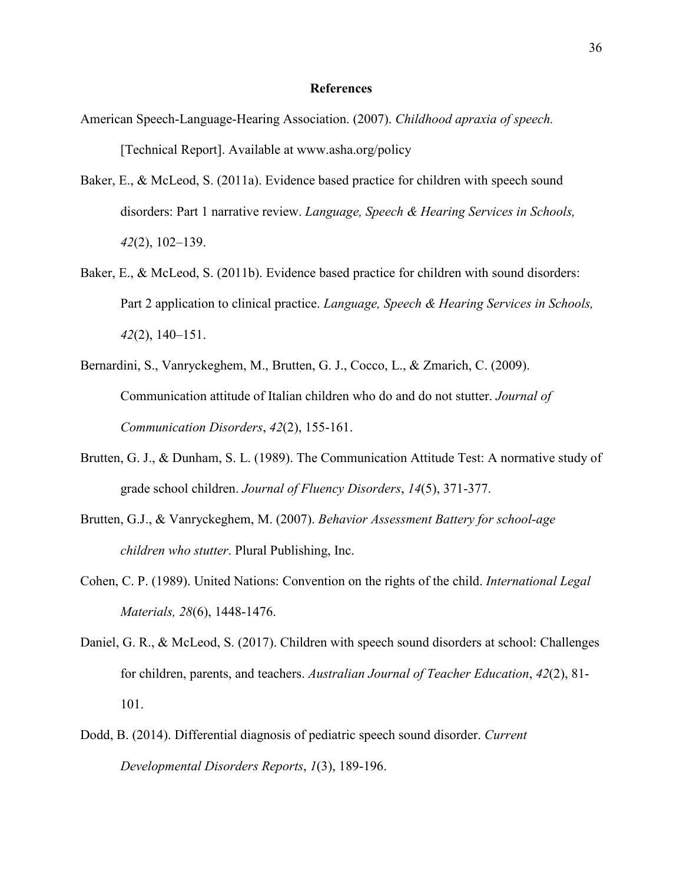# References

American Speech-Language-Hearing Association. (2007). *Childhood apraxia of speech.* [Technical Report]. Available at www.asha.org/policy

Baker, E., & McLeod, S. (2011a). Evidence based practice for children with speech sound disorders: Part 1 narrative review. *Language, Speech & Hearing Services in Schools, 42*(2), 102–139.

Baker, E., & McLeod, S. (2011b). Evidence based practice for children with sound disorders: Part 2 application to clinical practice. *Language, Speech & Hearing Services in Schools, 42*(2), 140–151.

Bernardini, S., Vanryckeghem, M., Brutten, G. J., Cocco, L., & Zmarich, C. (2009). Communication attitude of Italian children who do and do not stutter. *Journal of Communication Disorders*, *42*(2), 155-161.

Brutten, G. J., & Dunham, S. L. (1989). The Communication Attitude Test: A normative study of grade school children. *Journal of Fluency Disorders*, *14*(5), 371-377.

Brutten, G.J., & Vanryckeghem, M. (2007). *Behavior Assessment Battery for school-age children who stutter*. Plural Publishing, Inc.

Cohen, C. P. (1989). United Nations: Convention on the rights of the child. *International Legal Materials, 28*(6), 1448-1476.

Daniel, G. R., & McLeod, S. (2017). Children with speech sound disorders at school: Challenges for children, parents, and teachers. *Australian Journal of Teacher Education*, *42*(2), 81-101.

Dodd, B. (2014). Differential diagnosis of pediatric speech sound disorder. *Current Developmental Disorders Reports*, *1*(3), 189-196.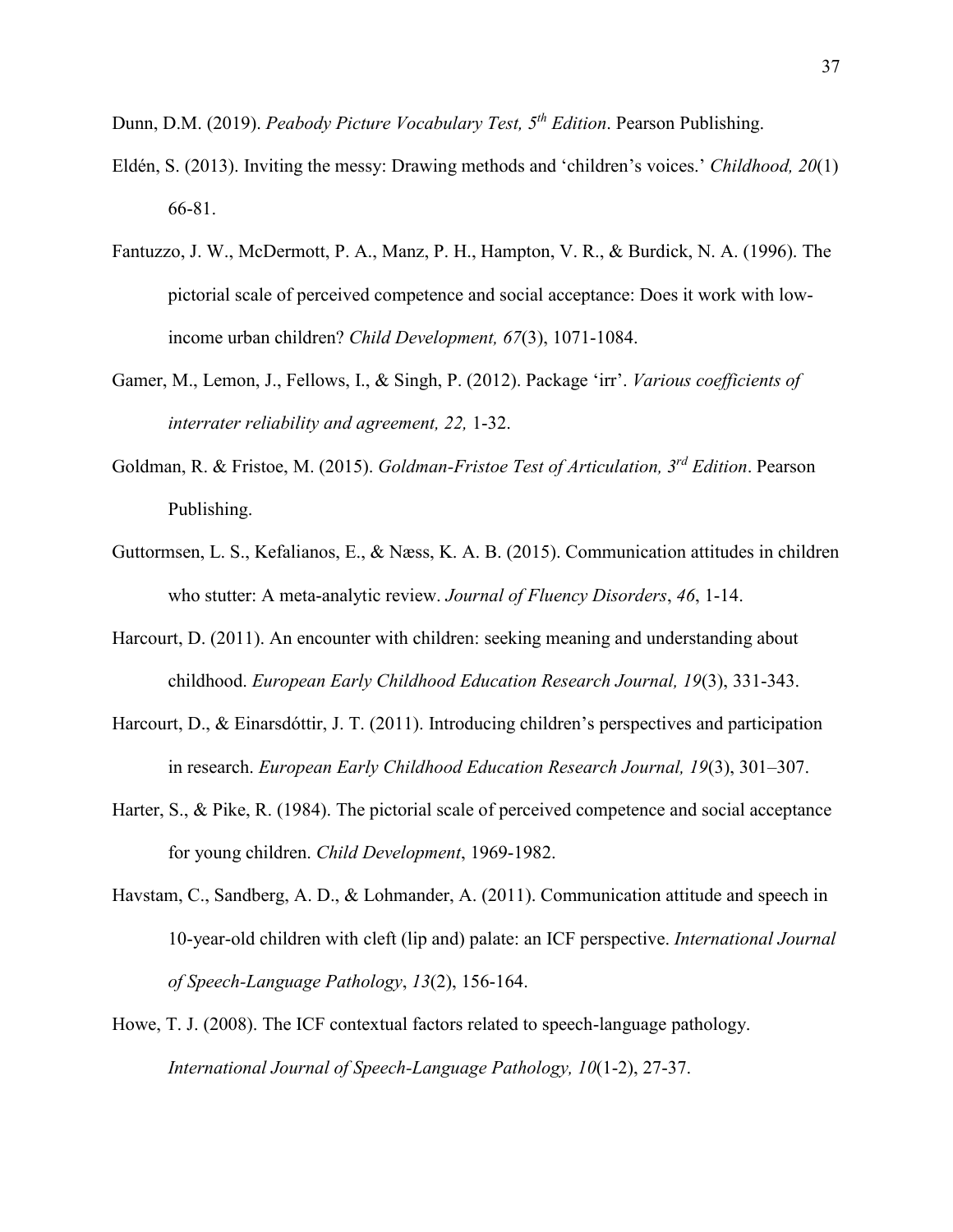Dunn, D.M. (2019). *Peabody Picture Vocabulary Test, 5th Edition*. Pearson Publishing.

Eldén, S. (2013). Inviting the messy: Drawing methods and 'children's voices.' *Childhood, 20*(1) 66-81.

Fantuzzo, J. W., McDermott, P. A., Manz, P. H., Hampton, V. R., & Burdick, N. A. (1996). The pictorial scale of perceived competence and social acceptance: Does it work with low-income urban children? *Child Development, 67*(3), 1071-1084.

Gamer, M., Lemon, J., Fellows, I., & Singh, P. (2012). Package 'irr'. *Various coefficients of interrater reliability and agreement, 22,* 1-32.

Goldman, R. & Fristoe, M. (2015). *Goldman-Fristoe Test of Articulation, 3rd Edition*. Pearson Publishing.

Guttormsen, L. S., Kefalianos, E., & Næss, K. A. B. (2015). Communication attitudes in children who stutter: A meta-analytic review. *Journal of Fluency Disorders*, *46*, 1-14.

Harcourt, D. (2011). An encounter with children: seeking meaning and understanding about childhood. *European Early Childhood Education Research Journal, 19*(3), 331-343.

Harcourt, D., & Einarsdóttir, J. T. (2011). Introducing children's perspectives and participation in research. *European Early Childhood Education Research Journal, 19*(3), 301–307.

Harter, S., & Pike, R. (1984). The pictorial scale of perceived competence and social acceptance for young children. *Child Development*, 1969-1982.

Havstam, C., Sandberg, A. D., & Lohmander, A. (2011). Communication attitude and speech in 10-year-old children with cleft (lip and) palate: an ICF perspective. *International Journal of Speech-Language Pathology*, *13*(2), 156-164.

Howe, T. J. (2008). The ICF contextual factors related to speech-language pathology. *International Journal of Speech-Language Pathology, 10*(1-2), 27-37.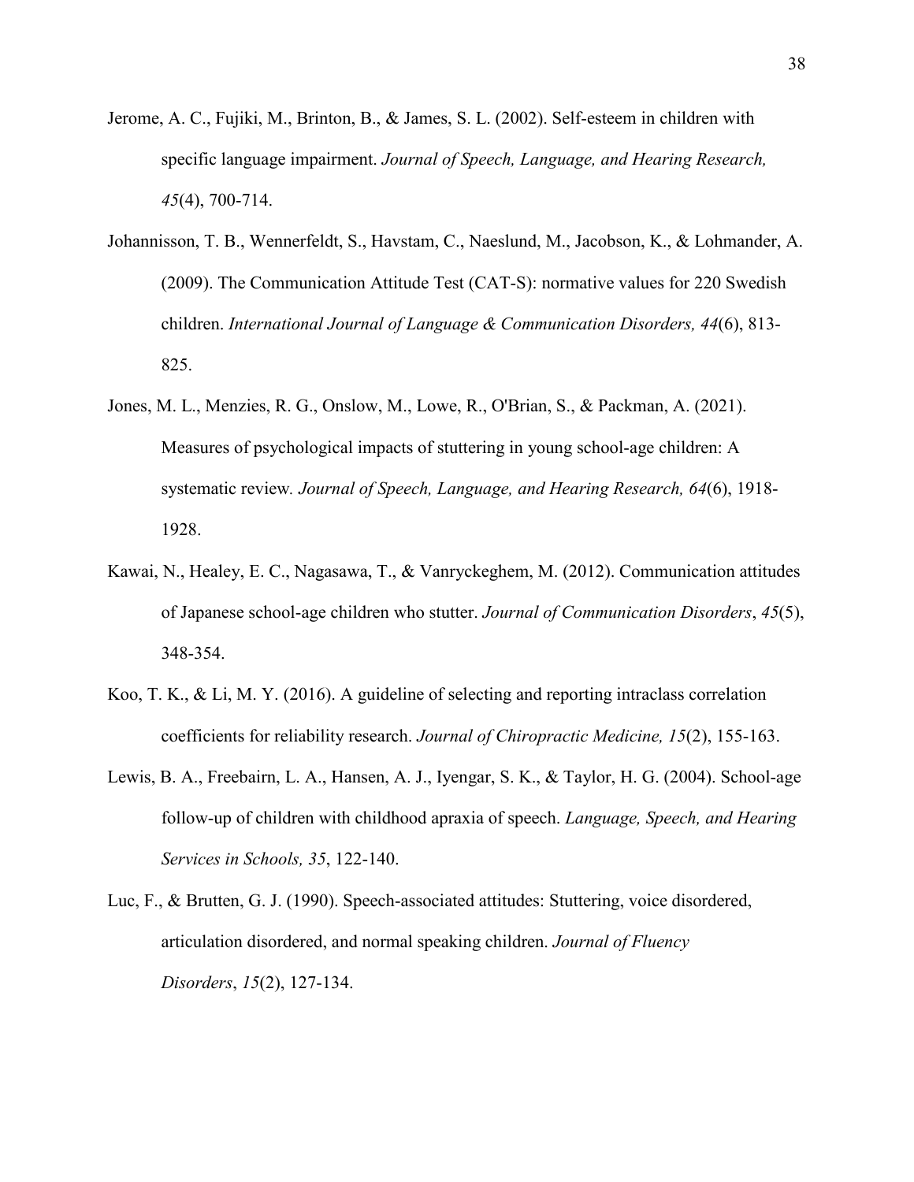Jerome, A. C., Fujiki, M., Brinton, B., & James, S. L. (2002). Self-esteem in children with specific language impairment. *Journal of Speech, Language, and Hearing Research, 45*(4), 700-714.

Johannisson, T. B., Wennerfeldt, S., Havstam, C., Naeslund, M., Jacobson, K., & Lohmander, A. (2009). The Communication Attitude Test (CAT-S): normative values for 220 Swedish children. *International Journal of Language & Communication Disorders, 44*(6), 813-825.

Jones, M. L., Menzies, R. G., Onslow, M., Lowe, R., O'Brian, S., & Packman, A. (2021). Measures of psychological impacts of stuttering in young school-age children: A systematic review. *Journal of Speech, Language, and Hearing Research, 64*(6), 1918-1928.

Kawai, N., Healey, E. C., Nagasawa, T., & Vanryckeghem, M. (2012). Communication attitudes of Japanese school-age children who stutter. *Journal of Communication Disorders*, *45*(5), 348-354.

Koo, T. K., & Li, M. Y. (2016). A guideline of selecting and reporting intraclass correlation coefficients for reliability research. *Journal of Chiropractic Medicine, 15*(2), 155-163.

Lewis, B. A., Freebairn, L. A., Hansen, A. J., Iyengar, S. K., & Taylor, H. G. (2004). School-age follow-up of children with childhood apraxia of speech. *Language, Speech, and Hearing Services in Schools, 35*, 122-140.

Luc, F., & Brutten, G. J. (1990). Speech-associated attitudes: Stuttering, voice disordered, articulation disordered, and normal speaking children. *Journal of Fluency Disorders*, *15*(2), 127-134.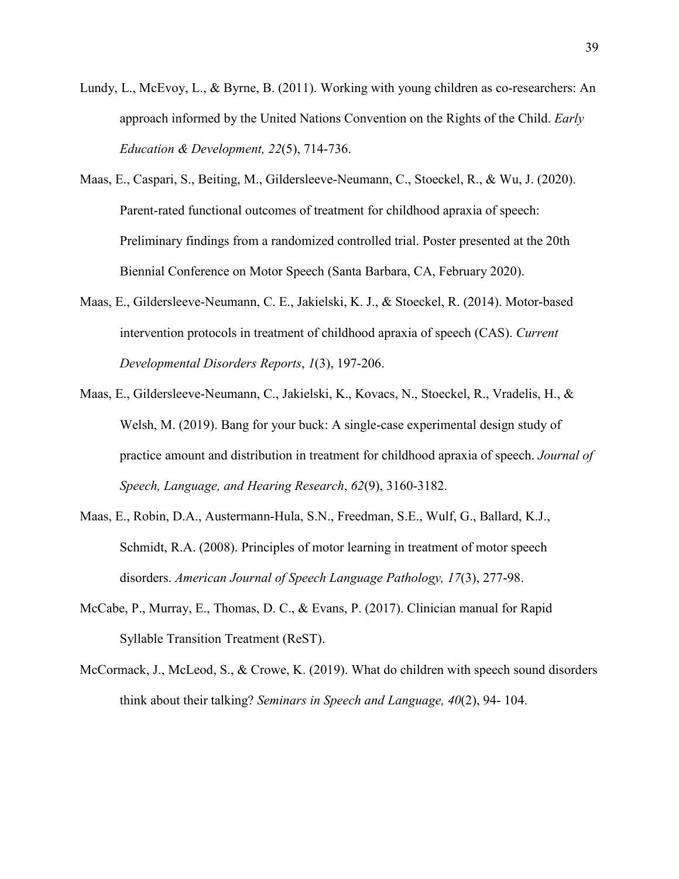Lundy, L., McEvoy, L., & Byrne, B. (2011). Working with young children as co-researchers: An approach informed by the United Nations Convention on the Rights of the Child. *Early Education & Development, 22*(5), 714-736.

Maas, E., Caspari, S., Beiting, M., Gildersleeve-Neumann, C., Stoeckel, R., & Wu, J. (2020). Parent-rated functional outcomes of treatment for childhood apraxia of speech: Preliminary findings from a randomized controlled trial. Poster presented at the 20th Biennial Conference on Motor Speech (Santa Barbara, CA, February 2020).

Maas, E., Gildersleeve-Neumann, C. E., Jakielski, K. J., & Stoeckel, R. (2014). Motor-based intervention protocols in treatment of childhood apraxia of speech (CAS). *Current Developmental Disorders Reports*, *1*(3), 197-206.

Maas, E., Gildersleeve-Neumann, C., Jakielski, K., Kovacs, N., Stoeckel, R., Vradelis, H., & Welsh, M. (2019). Bang for your buck: A single-case experimental design study of practice amount and distribution in treatment for childhood apraxia of speech. *Journal of Speech, Language, and Hearing Research*, *62*(9), 3160-3182.

Maas, E., Robin, D.A., Austermann-Hula, S.N., Freedman, S.E., Wulf, G., Ballard, K.J., Schmidt, R.A. (2008). Principles of motor learning in treatment of motor speech disorders. *American Journal of Speech Language Pathology, 17*(3), 277-98.

McCabe, P., Murray, E., Thomas, D. C., & Evans, P. (2017). Clinician manual for Rapid Syllable Transition Treatment (ReST).

McCormack, J., McLeod, S., & Crowe, K. (2019). What do children with speech sound disorders think about their talking? *Seminars in Speech and Language, 40*(2), 94- 104.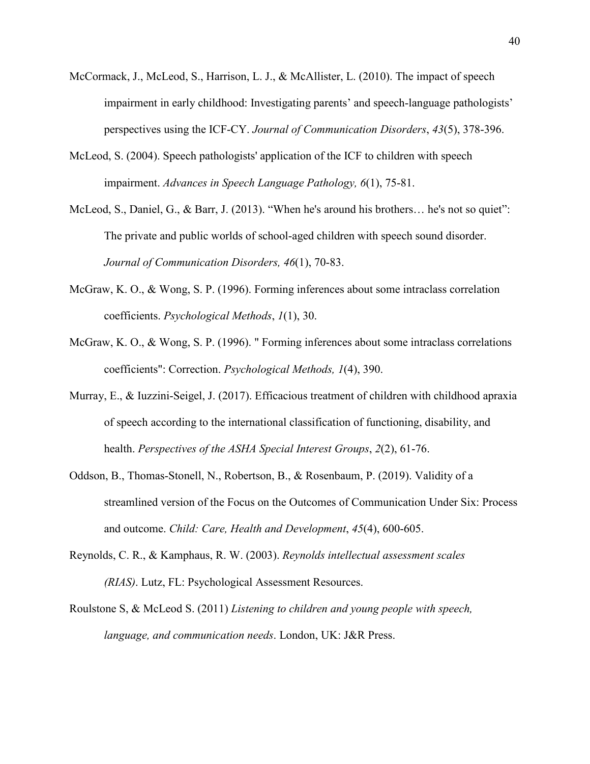McCormack, J., McLeod, S., Harrison, L. J., & McAllister, L. (2010). The impact of speech impairment in early childhood: Investigating parents' and speech-language pathologists' perspectives using the ICF-CY. *Journal of Communication Disorders*, *43*(5), 378-396.

McLeod, S. (2004). Speech pathologists' application of the ICF to children with speech impairment. *Advances in Speech Language Pathology, 6*(1), 75-81.

McLeod, S., Daniel, G., & Barr, J. (2013). "When he's around his brothers… he's not so quiet": The private and public worlds of school-aged children with speech sound disorder. *Journal of Communication Disorders, 46*(1), 70-83.

McGraw, K. O., & Wong, S. P. (1996). Forming inferences about some intraclass correlation coefficients. *Psychological Methods*, *1*(1), 30.

McGraw, K. O., & Wong, S. P. (1996). " Forming inferences about some intraclass correlations coefficients": Correction. *Psychological Methods, 1*(4), 390.

Murray, E., & Iuzzini-Seigel, J. (2017). Efficacious treatment of children with childhood apraxia of speech according to the international classification of functioning, disability, and health. *Perspectives of the ASHA Special Interest Groups*, *2*(2), 61-76.

Oddson, B., Thomas-Stonell, N., Robertson, B., & Rosenbaum, P. (2019). Validity of a streamlined version of the Focus on the Outcomes of Communication Under Six: Process and outcome. *Child: Care, Health and Development*, *45*(4), 600-605.

Reynolds, C. R., & Kamphaus, R. W. (2003). *Reynolds intellectual assessment scales (RIAS)*. Lutz, FL: Psychological Assessment Resources.

Roulstone S, & McLeod S. (2011) *Listening to children and young people with speech, language, and communication needs*. London, UK: J&R Press.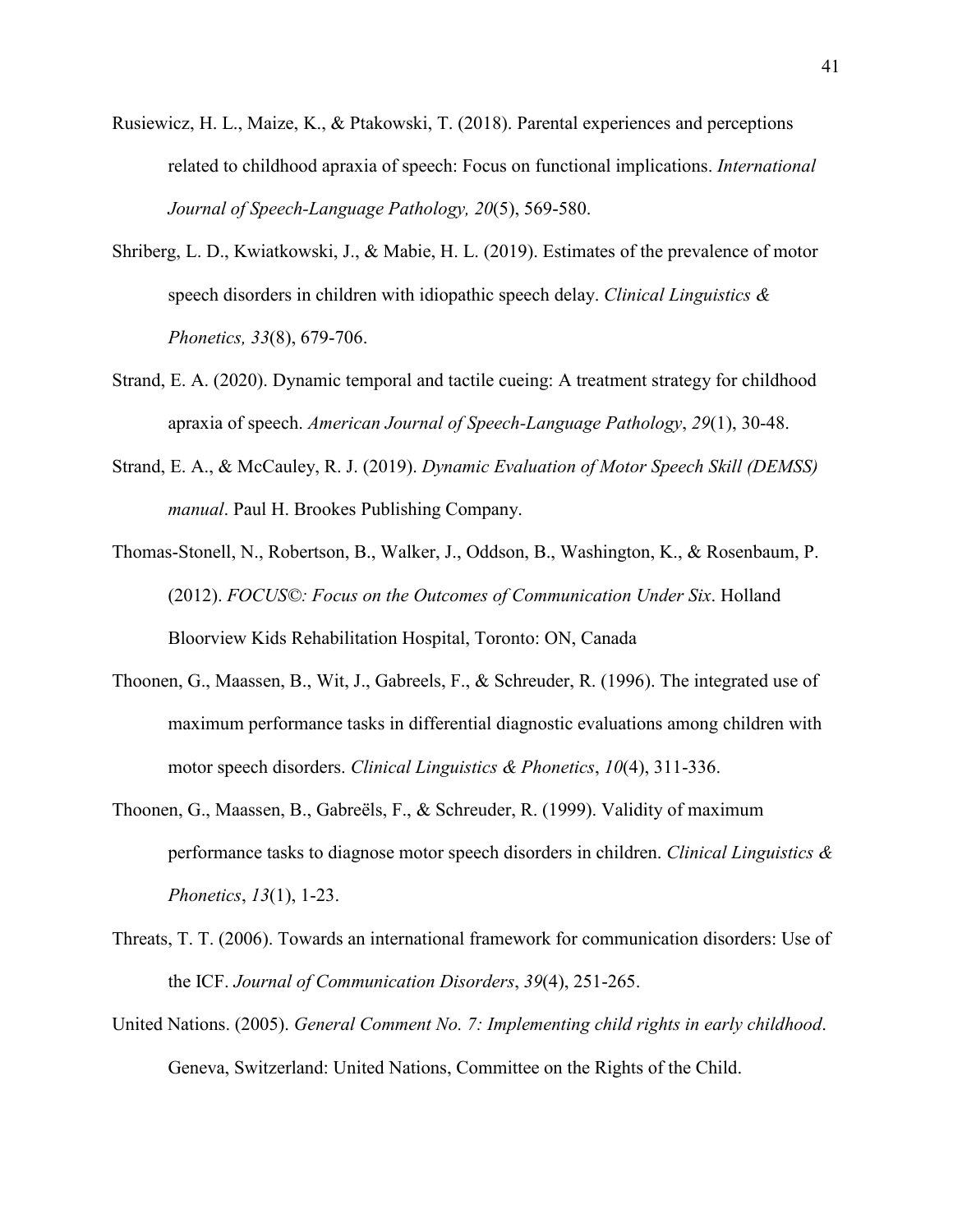Rusiewicz, H. L., Maize, K., & Ptakowski, T. (2018). Parental experiences and perceptions related to childhood apraxia of speech: Focus on functional implications. *International Journal of Speech-Language Pathology, 20*(5), 569-580.

Shriberg, L. D., Kwiatkowski, J., & Mabie, H. L. (2019). Estimates of the prevalence of motor speech disorders in children with idiopathic speech delay. *Clinical Linguistics & Phonetics, 33*(8), 679-706.

Strand, E. A. (2020). Dynamic temporal and tactile cueing: A treatment strategy for childhood apraxia of speech. *American Journal of Speech-Language Pathology*, *29*(1), 30-48.

Strand, E. A., & McCauley, R. J. (2019). *Dynamic Evaluation of Motor Speech Skill (DEMSS) manual*. Paul H. Brookes Publishing Company.

Thomas-Stonell, N., Robertson, B., Walker, J., Oddson, B., Washington, K., & Rosenbaum, P. (2012). *FOCUS©: Focus on the Outcomes of Communication Under Six*. Holland Bloorview Kids Rehabilitation Hospital, Toronto: ON, Canada

Thoonen, G., Maassen, B., Wit, J., Gabreels, F., & Schreuder, R. (1996). The integrated use of maximum performance tasks in differential diagnostic evaluations among children with motor speech disorders. *Clinical Linguistics & Phonetics*, *10*(4), 311-336.

Thoonen, G., Maassen, B., Gabreëls, F., & Schreuder, R. (1999). Validity of maximum performance tasks to diagnose motor speech disorders in children. *Clinical Linguistics & Phonetics*, *13*(1), 1-23.

Threats, T. T. (2006). Towards an international framework for communication disorders: Use of the ICF. *Journal of Communication Disorders*, *39*(4), 251-265.

United Nations. (2005). *General Comment No. 7: Implementing child rights in early childhood*. Geneva, Switzerland: United Nations, Committee on the Rights of the Child.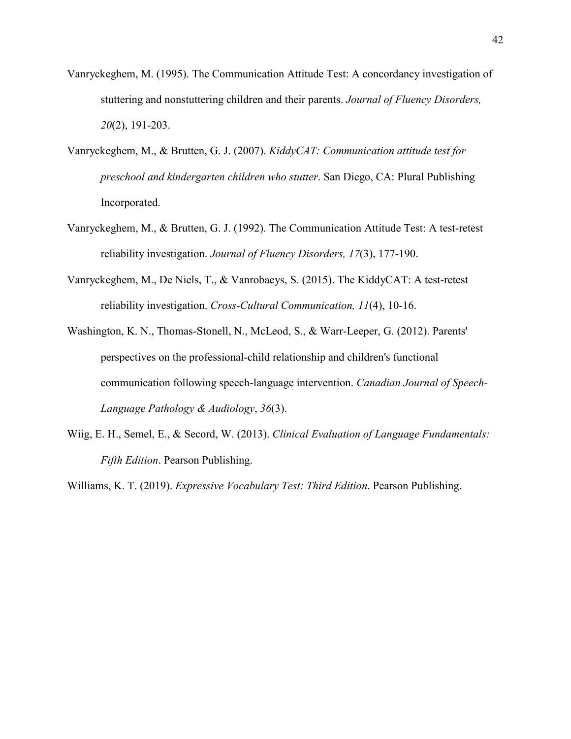Vanryckeghem, M. (1995). The Communication Attitude Test: A concordancy investigation of stuttering and nonstuttering children and their parents. *Journal of Fluency Disorders, 20*(2), 191-203.

Vanryckeghem, M., & Brutten, G. J. (2007). *KiddyCAT: Communication attitude test for preschool and kindergarten children who stutter*. San Diego, CA: Plural Publishing Incorporated.

Vanryckeghem, M., & Brutten, G. J. (1992). The Communication Attitude Test: A test-retest reliability investigation. *Journal of Fluency Disorders, 17*(3), 177-190.

Vanryckeghem, M., De Niels, T., & Vanrobaeys, S. (2015). The KiddyCAT: A test-retest reliability investigation. *Cross-Cultural Communication, 11*(4), 10-16.

Washington, K. N., Thomas-Stonell, N., McLeod, S., & Warr-Leeper, G. (2012). Parents' perspectives on the professional-child relationship and children's functional communication following speech-language intervention. *Canadian Journal of Speech-Language Pathology & Audiology*, *36*(3).

Wiig, E. H., Semel, E., & Secord, W. (2013). *Clinical Evaluation of Language Fundamentals: Fifth Edition*. Pearson Publishing.

Williams, K. T. (2019). *Expressive Vocabulary Test: Third Edition*. Pearson Publishing.